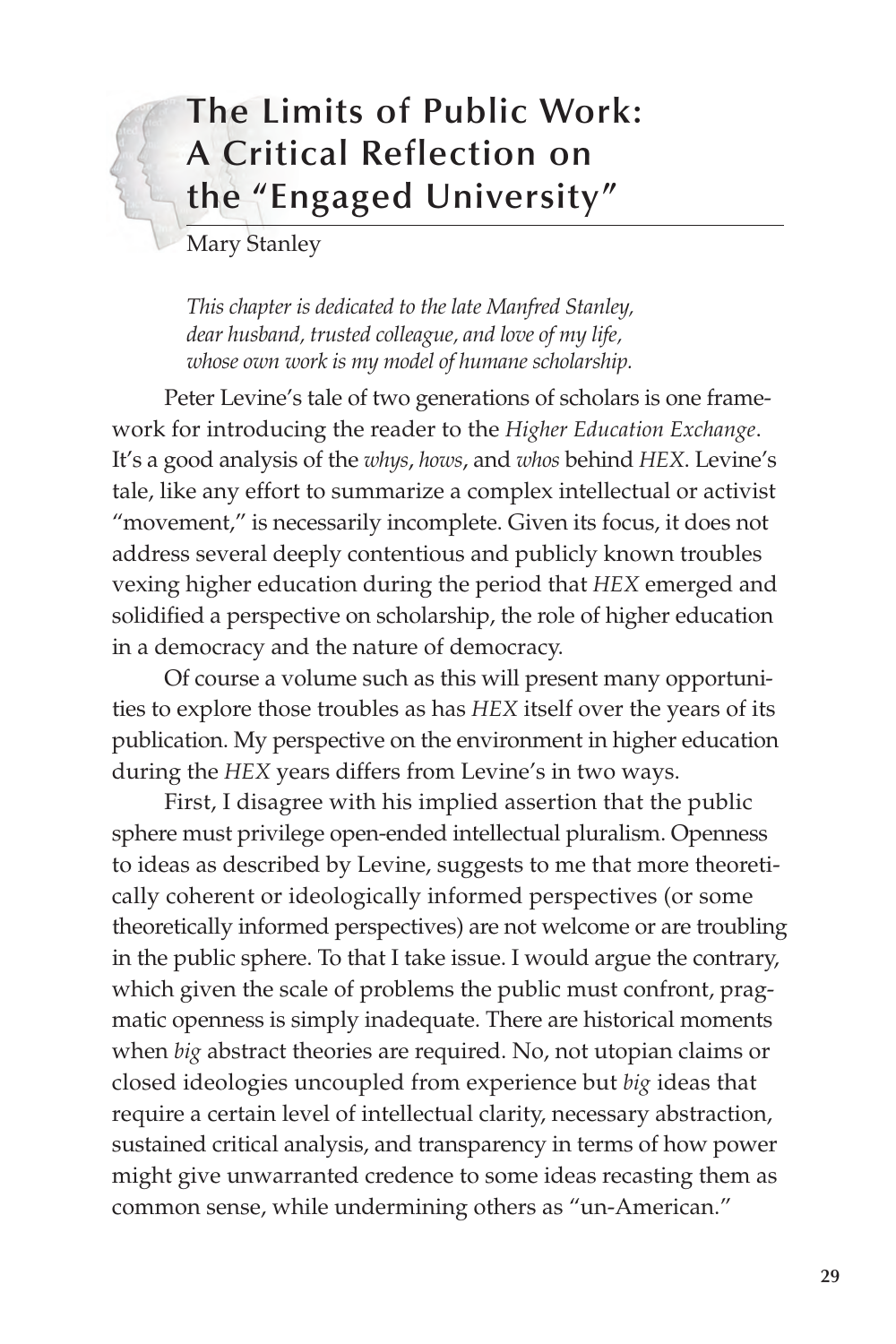# The Limits of Public Work: A Critical Reflection on the "Engaged University"

Mary Stanley

*This chapter is dedicated to the late Manfred Stanley, dear husband, trusted colleague, and love of my life, whose own work is my model of humane scholarship.*

Peter Levine's tale of two generations of scholars is one framework for introducing the reader to the *Higher Education Exchange*. It's a good analysis of the *whys*, *hows*, and *whos* behind *HEX*. Levine's tale, like any effort to summarize a complex intellectual or activist "movement," is necessarily incomplete. Given its focus, it does not address several deeply contentious and publicly known troubles vexing higher education during the period that *HEX* emerged and solidified a perspective on scholarship, the role of higher education in a democracy and the nature of democracy.

Of course a volume such as this will present many opportunities to explore those troubles as has *HEX* itself over the years of its publication. My perspective on the environment in higher education during the *HEX* years differs from Levine's in two ways.

First, I disagree with his implied assertion that the public sphere must privilege open-ended intellectual pluralism. Openness to ideas as described by Levine, suggests to me that more theoretically coherent or ideologically informed perspectives (or some theoretically informed perspectives) are not welcome or are troubling in the public sphere. To that I take issue. I would argue the contrary, which given the scale of problems the public must confront, pragmatic openness is simply inadequate. There are historical moments when *big* abstract theories are required. No, not utopian claims or closed ideologies uncoupled from experience but *big* ideas that require a certain level of intellectual clarity, necessary abstraction, sustained critical analysis, and transparency in terms of how power might give unwarranted credence to some ideas recasting them as common sense, while undermining others as "un-American."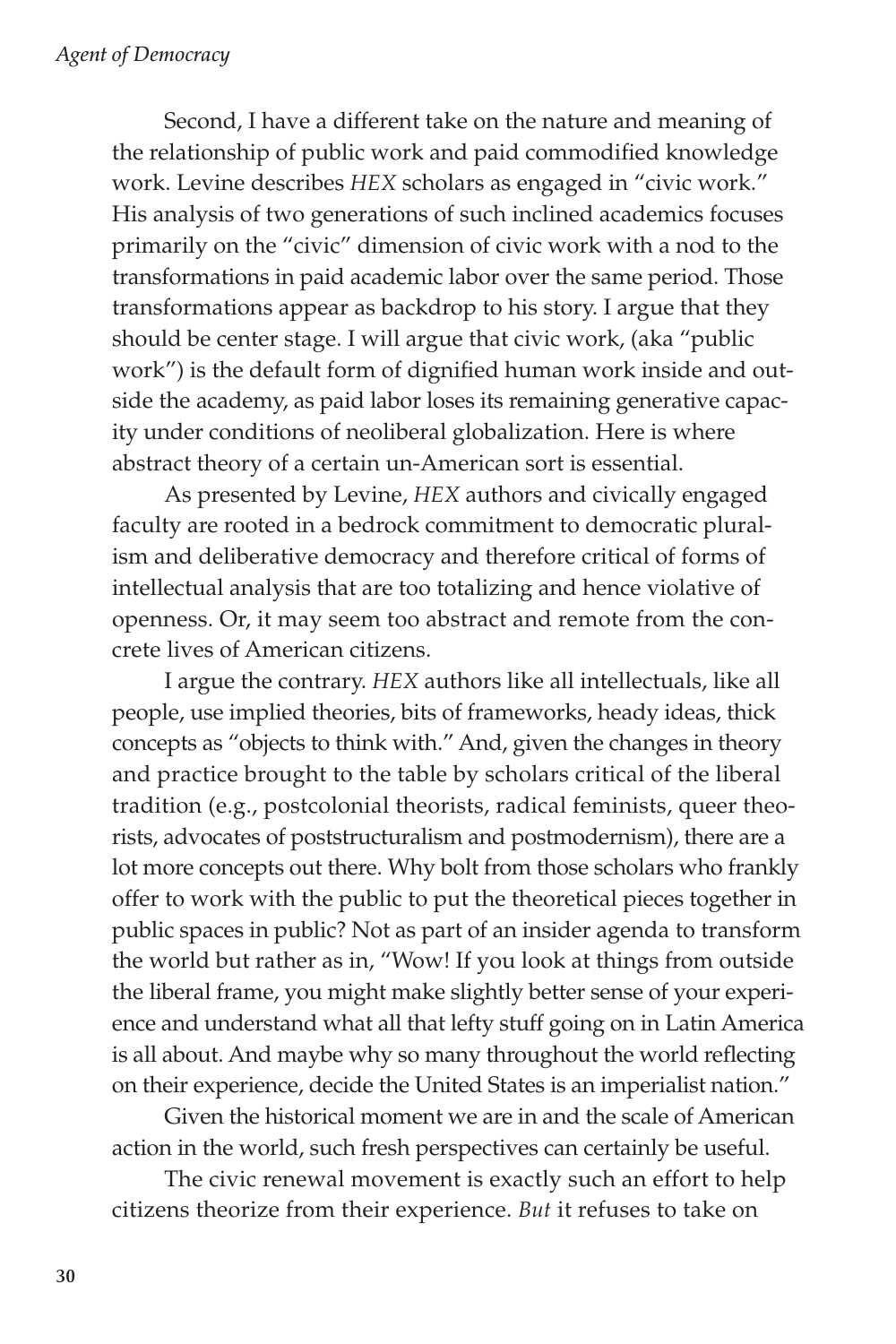Second, I have a different take on the nature and meaning of the relationship of public work and paid commodified knowledge work. Levine describes *HEX* scholars as engaged in "civic work." His analysis of two generations of such inclined academics focuses primarily on the "civic" dimension of civic work with a nod to the transformations in paid academic labor over the same period. Those transformations appear as backdrop to his story. I argue that they should be center stage. I will argue that civic work, (aka "public work") is the default form of dignified human work inside and outside the academy, as paid labor loses its remaining generative capacity under conditions of neoliberal globalization. Here is where abstract theory of a certain un-American sort is essential.

As presented by Levine, *HEX* authors and civically engaged faculty are rooted in a bedrock commitment to democratic pluralism and deliberative democracy and therefore critical of forms of intellectual analysis that are too totalizing and hence violative of openness. Or, it may seem too abstract and remote from the concrete lives of American citizens.

I argue the contrary. *HEX* authors like all intellectuals, like all people, use implied theories, bits of frameworks, heady ideas, thick concepts as "objects to think with." And, given the changes in theory and practice brought to the table by scholars critical of the liberal tradition (e.g., postcolonial theorists, radical feminists, queer theorists, advocates of poststructuralism and postmodernism), there are a lot more concepts out there. Why bolt from those scholars who frankly offer to work with the public to put the theoretical pieces together in public spaces in public? Not as part of an insider agenda to transform the world but rather as in, "Wow! If you look at things from outside the liberal frame, you might make slightly better sense of your experience and understand what all that lefty stuff going on in Latin America is all about. And maybe why so many throughout the world reflecting on their experience, decide the United States is an imperialist nation."

Given the historical moment we are in and the scale of American action in the world, such fresh perspectives can certainly be useful.

The civic renewal movement is exactly such an effort to help citizens theorize from their experience. *But* it refuses to take on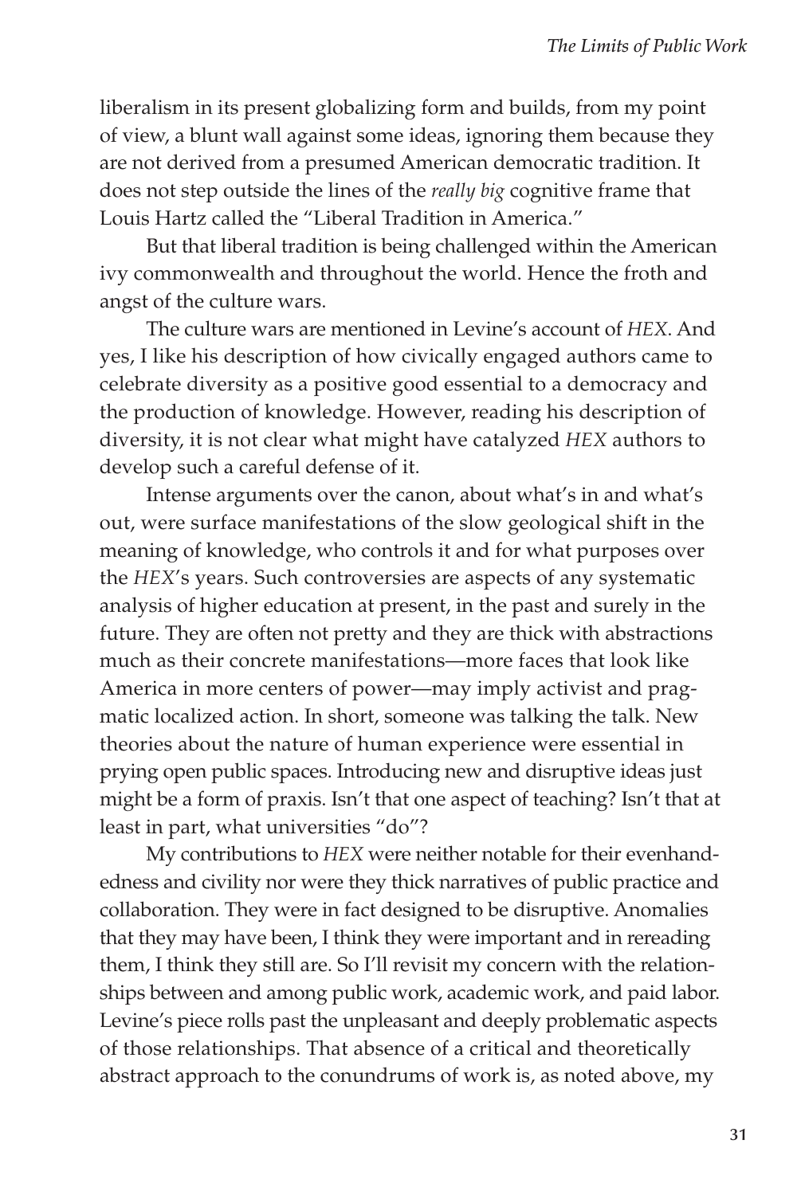liberalism in its present globalizing form and builds, from my point of view, a blunt wall against some ideas, ignoring them because they are not derived from a presumed American democratic tradition. It does not step outside the lines of the *really big* cognitive frame that Louis Hartz called the "Liberal Tradition in America."

But that liberal tradition is being challenged within the American ivy commonwealth and throughout the world. Hence the froth and angst of the culture wars.

The culture wars are mentioned in Levine's account of *HEX*. And yes, I like his description of how civically engaged authors came to celebrate diversity as a positive good essential to a democracy and the production of knowledge. However, reading his description of diversity, it is not clear what might have catalyzed *HEX* authors to develop such a careful defense of it.

Intense arguments over the canon, about what's in and what's out, were surface manifestations of the slow geological shift in the meaning of knowledge, who controls it and for what purposes over the *HEX*'s years. Such controversies are aspects of any systematic analysis of higher education at present, in the past and surely in the future. They are often not pretty and they are thick with abstractions much as their concrete manifestations—more faces that look like America in more centers of power—may imply activist and pragmatic localized action. In short, someone was talking the talk. New theories about the nature of human experience were essential in prying open public spaces. Introducing new and disruptive ideas just might be a form of praxis. Isn't that one aspect of teaching? Isn't that at least in part, what universities "do"?

My contributions to *HEX* were neither notable for their evenhandedness and civility nor were they thick narratives of public practice and collaboration. They were in fact designed to be disruptive. Anomalies that they may have been, I think they were important and in rereading them, I think they still are. So I'll revisit my concern with the relationships between and among public work, academic work, and paid labor. Levine's piece rolls past the unpleasant and deeply problematic aspects of those relationships. That absence of a critical and theoretically abstract approach to the conundrums of work is, as noted above, my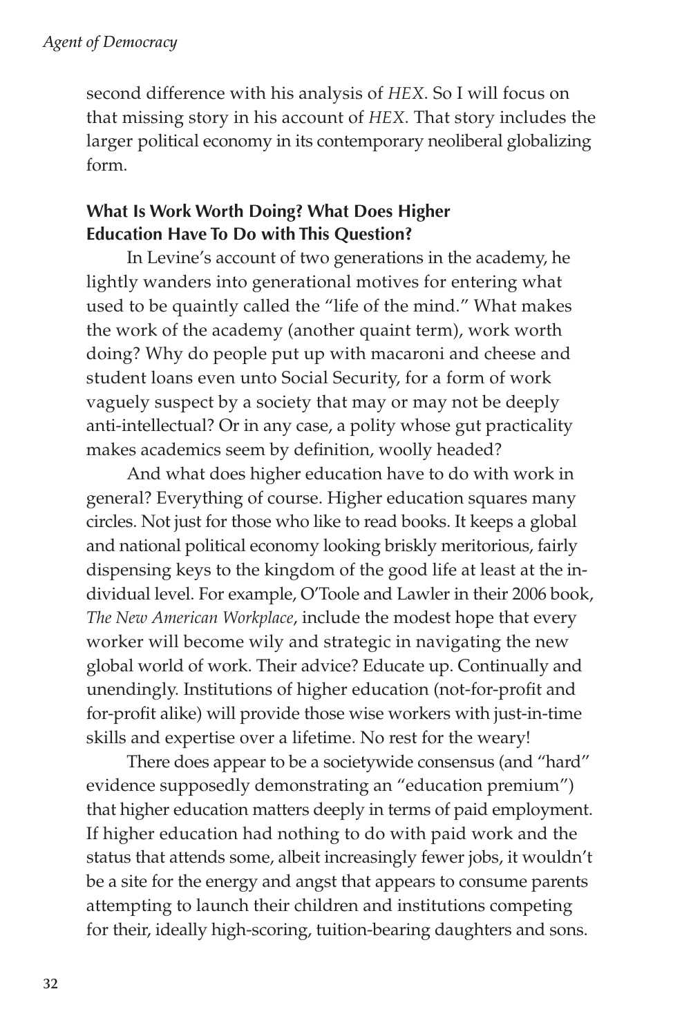second difference with his analysis of *HEX*. So I will focus on that missing story in his account of *HEX*. That story includes the larger political economy in its contemporary neoliberal globalizing form.

### What Is Work Worth Doing? What Does Higher Education Have To Do with This Question?

In Levine's account of two generations in the academy, he lightly wanders into generational motives for entering what used to be quaintly called the "life of the mind." What makes the work of the academy (another quaint term), work worth doing? Why do people put up with macaroni and cheese and student loans even unto Social Security, for a form of work vaguely suspect by a society that may or may not be deeply anti-intellectual? Or in any case, a polity whose gut practicality makes academics seem by definition, woolly headed?

And what does higher education have to do with work in general? Everything of course. Higher education squares many circles. Not just for those who like to read books. It keeps a global and national political economy looking briskly meritorious, fairly dispensing keys to the kingdom of the good life at least at the individual level. For example, O'Toole and Lawler in their 2006 book, *The New American Workplace*, include the modest hope that every worker will become wily and strategic in navigating the new global world of work. Their advice? Educate up. Continually and unendingly. Institutions of higher education (not-for-profit and for-profit alike) will provide those wise workers with just-in-time skills and expertise over a lifetime. No rest for the weary!

There does appear to be a societywide consensus (and "hard" evidence supposedly demonstrating an "education premium") that higher education matters deeply in terms of paid employment. If higher education had nothing to do with paid work and the status that attends some, albeit increasingly fewer jobs, it wouldn't be a site for the energy and angst that appears to consume parents attempting to launch their children and institutions competing for their, ideally high-scoring, tuition-bearing daughters and sons.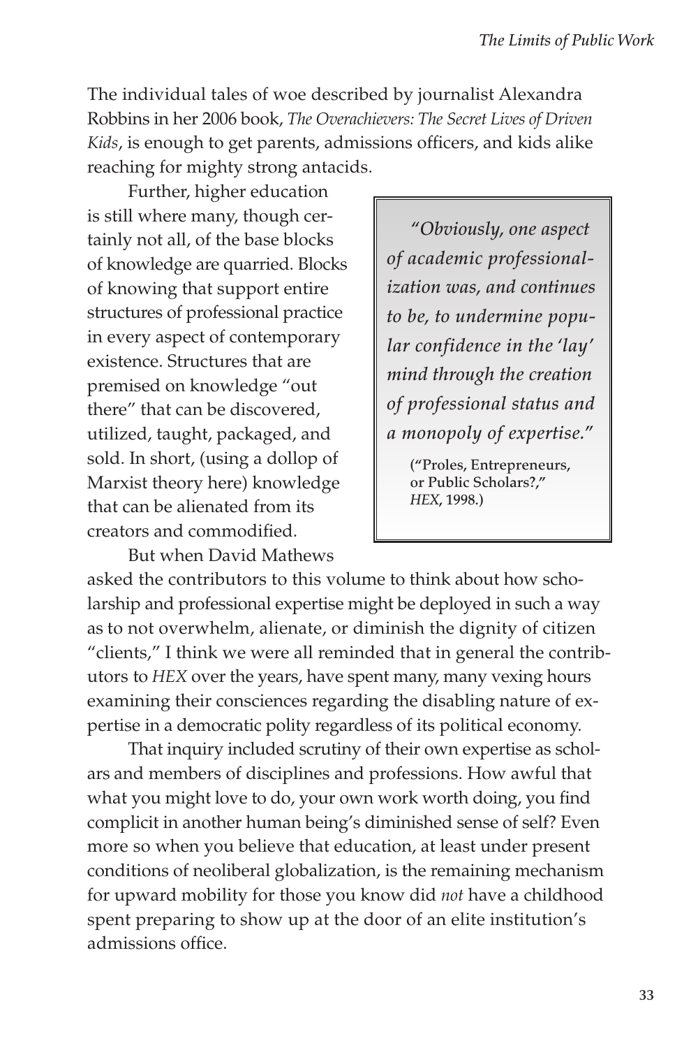The individual tales of woe described by journalist Alexandra Robbins in her 2006 book, *The Overachievers: The Secret Lives of Driven Kids*, is enough to get parents, admissions officers, and kids alike reaching for mighty strong antacids.

Further, higher education is still where many, though certainly not all, of the base blocks of knowledge are quarried. Blocks of knowing that support entire structures of professional practice in every aspect of contemporary existence. Structures that are premised on knowledge "out there" that can be discovered, utilized, taught, packaged, and sold. In short, (using a dollop of Marxist theory here) knowledge that can be alienated from its creators and commodified.

> *"Obviously, one aspect of academic professionalization was, and continues to be, to undermine popular confidence in the 'lay' mind through the creation of professional status and a monopoly of expertise."*
>
> **("Proles, Entrepreneurs, or Public Scholars?," *HEX*, 1998.)**

But when David Mathews asked the contributors to this volume to think about how scholarship and professional expertise might be deployed in such a way as to not overwhelm, alienate, or diminish the dignity of citizen "clients," I think we were all reminded that in general the contributors to *HEX* over the years, have spent many, many vexing hours examining their consciences regarding the disabling nature of expertise in a democratic polity regardless of its political economy.

That inquiry included scrutiny of their own expertise as scholars and members of disciplines and professions. How awful that what you might love to do, your own work worth doing, you find complicit in another human being's diminished sense of self? Even more so when you believe that education, at least under present conditions of neoliberal globalization, is the remaining mechanism for upward mobility for those you know did *not* have a childhood spent preparing to show up at the door of an elite institution's admissions office.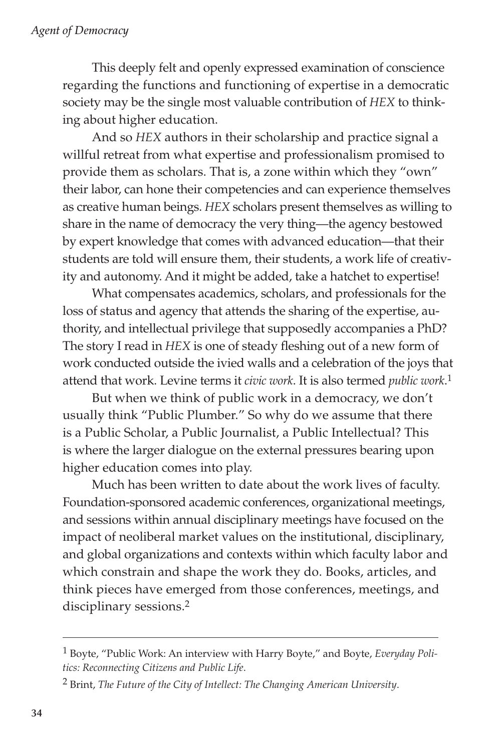This deeply felt and openly expressed examination of conscience regarding the functions and functioning of expertise in a democratic society may be the single most valuable contribution of *HEX* to thinking about higher education.

And so *HEX* authors in their scholarship and practice signal a willful retreat from what expertise and professionalism promised to provide them as scholars. That is, a zone within which they "own" their labor, can hone their competencies and can experience themselves as creative human beings. *HEX* scholars present themselves as willing to share in the name of democracy the very thing—the agency bestowed by expert knowledge that comes with advanced education—that their students are told will ensure them, their students, a work life of creativity and autonomy. And it might be added, take a hatchet to expertise!

What compensates academics, scholars, and professionals for the loss of status and agency that attends the sharing of the expertise, authority, and intellectual privilege that supposedly accompanies a PhD? The story I read in *HEX* is one of steady fleshing out of a new form of work conducted outside the ivied walls and a celebration of the joys that attend that work. Levine terms it *civic work*. It is also termed *public work*.[1]

But when we think of public work in a democracy, we don't usually think "Public Plumber." So why do we assume that there is a Public Scholar, a Public Journalist, a Public Intellectual? This is where the larger dialogue on the external pressures bearing upon higher education comes into play.

Much has been written to date about the work lives of faculty. Foundation-sponsored academic conferences, organizational meetings, and sessions within annual disciplinary meetings have focused on the impact of neoliberal market values on the institutional, disciplinary, and global organizations and contexts within which faculty labor and which constrain and shape the work they do. Books, articles, and think pieces have emerged from those conferences, meetings, and disciplinary sessions.[2]

---

[1] Boyte, "Public Work: An interview with Harry Boyte," and Boyte, *Everyday Politics: Reconnecting Citizens and Public Life*.

[2] Brint, *The Future of the City of Intellect: The Changing American University*.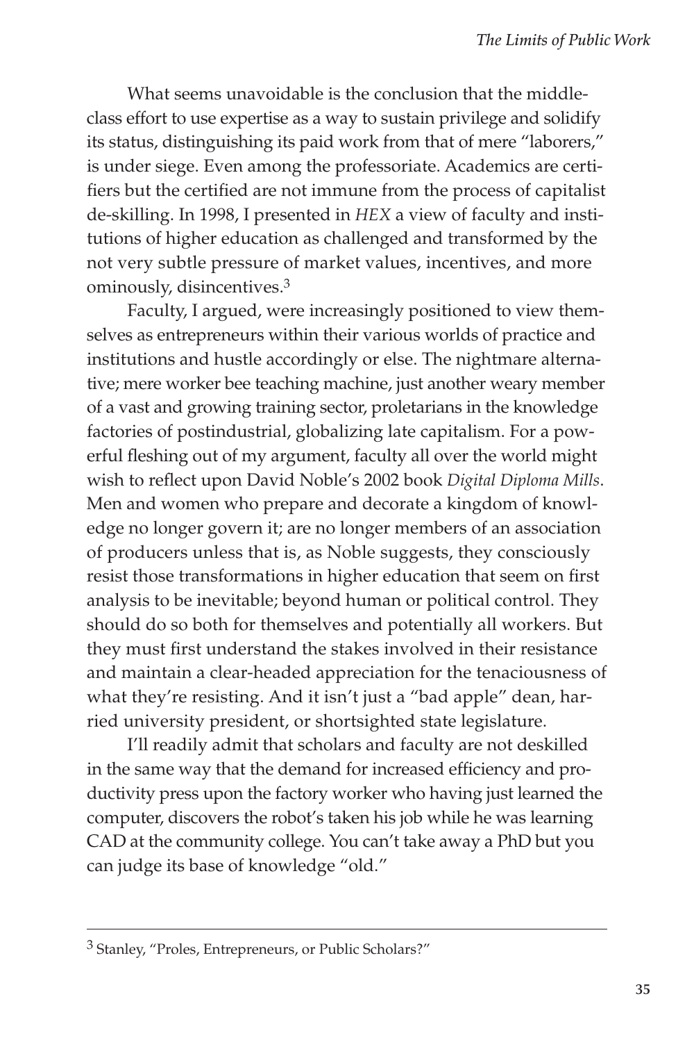What seems unavoidable is the conclusion that the middle-class effort to use expertise as a way to sustain privilege and solidify its status, distinguishing its paid work from that of mere "laborers," is under siege. Even among the professoriate. Academics are certifiers but the certified are not immune from the process of capitalist de-skilling. In 1998, I presented in *HEX* a view of faculty and institutions of higher education as challenged and transformed by the not very subtle pressure of market values, incentives, and more ominously, disincentives.[3]

Faculty, I argued, were increasingly positioned to view themselves as entrepreneurs within their various worlds of practice and institutions and hustle accordingly or else. The nightmare alternative; mere worker bee teaching machine, just another weary member of a vast and growing training sector, proletarians in the knowledge factories of postindustrial, globalizing late capitalism. For a powerful fleshing out of my argument, faculty all over the world might wish to reflect upon David Noble's 2002 book *Digital Diploma Mills*. Men and women who prepare and decorate a kingdom of knowledge no longer govern it; are no longer members of an association of producers unless that is, as Noble suggests, they consciously resist those transformations in higher education that seem on first analysis to be inevitable; beyond human or political control. They should do so both for themselves and potentially all workers. But they must first understand the stakes involved in their resistance and maintain a clear-headed appreciation for the tenaciousness of what they're resisting. And it isn't just a "bad apple" dean, harried university president, or shortsighted state legislature.

I'll readily admit that scholars and faculty are not deskilled in the same way that the demand for increased efficiency and productivity press upon the factory worker who having just learned the computer, discovers the robot's taken his job while he was learning CAD at the community college. You can't take away a PhD but you can judge its base of knowledge "old."

---

[3] Stanley, "Proles, Entrepreneurs, or Public Scholars?"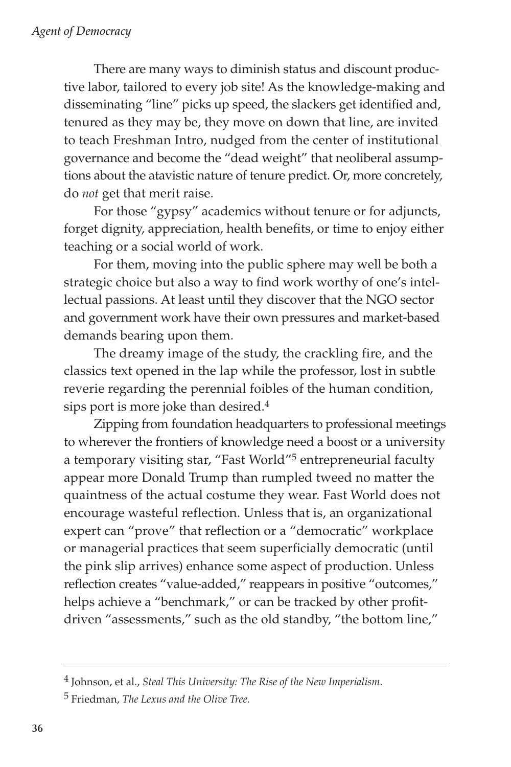There are many ways to diminish status and discount productive labor, tailored to every job site! As the knowledge-making and disseminating "line" picks up speed, the slackers get identified and, tenured as they may be, they move on down that line, are invited to teach Freshman Intro, nudged from the center of institutional governance and become the "dead weight" that neoliberal assumptions about the atavistic nature of tenure predict. Or, more concretely, do *not* get that merit raise.

For those "gypsy" academics without tenure or for adjuncts, forget dignity, appreciation, health benefits, or time to enjoy either teaching or a social world of work.

For them, moving into the public sphere may well be both a strategic choice but also a way to find work worthy of one's intellectual passions. At least until they discover that the NGO sector and government work have their own pressures and market-based demands bearing upon them.

The dreamy image of the study, the crackling fire, and the classics text opened in the lap while the professor, lost in subtle reverie regarding the perennial foibles of the human condition, sips port is more joke than desired.[4]

Zipping from foundation headquarters to professional meetings to wherever the frontiers of knowledge need a boost or a university a temporary visiting star, "Fast World"[5] entrepreneurial faculty appear more Donald Trump than rumpled tweed no matter the quaintness of the actual costume they wear. Fast World does not encourage wasteful reflection. Unless that is, an organizational expert can "prove" that reflection or a "democratic" workplace or managerial practices that seem superficially democratic (until the pink slip arrives) enhance some aspect of production. Unless reflection creates "value-added," reappears in positive "outcomes," helps achieve a "benchmark," or can be tracked by other profit-driven "assessments," such as the old standby, "the bottom line,"

---

[4] Johnson, et al., *Steal This University: The Rise of the New Imperialism*.

[5] Friedman, *The Lexus and the Olive Tree*.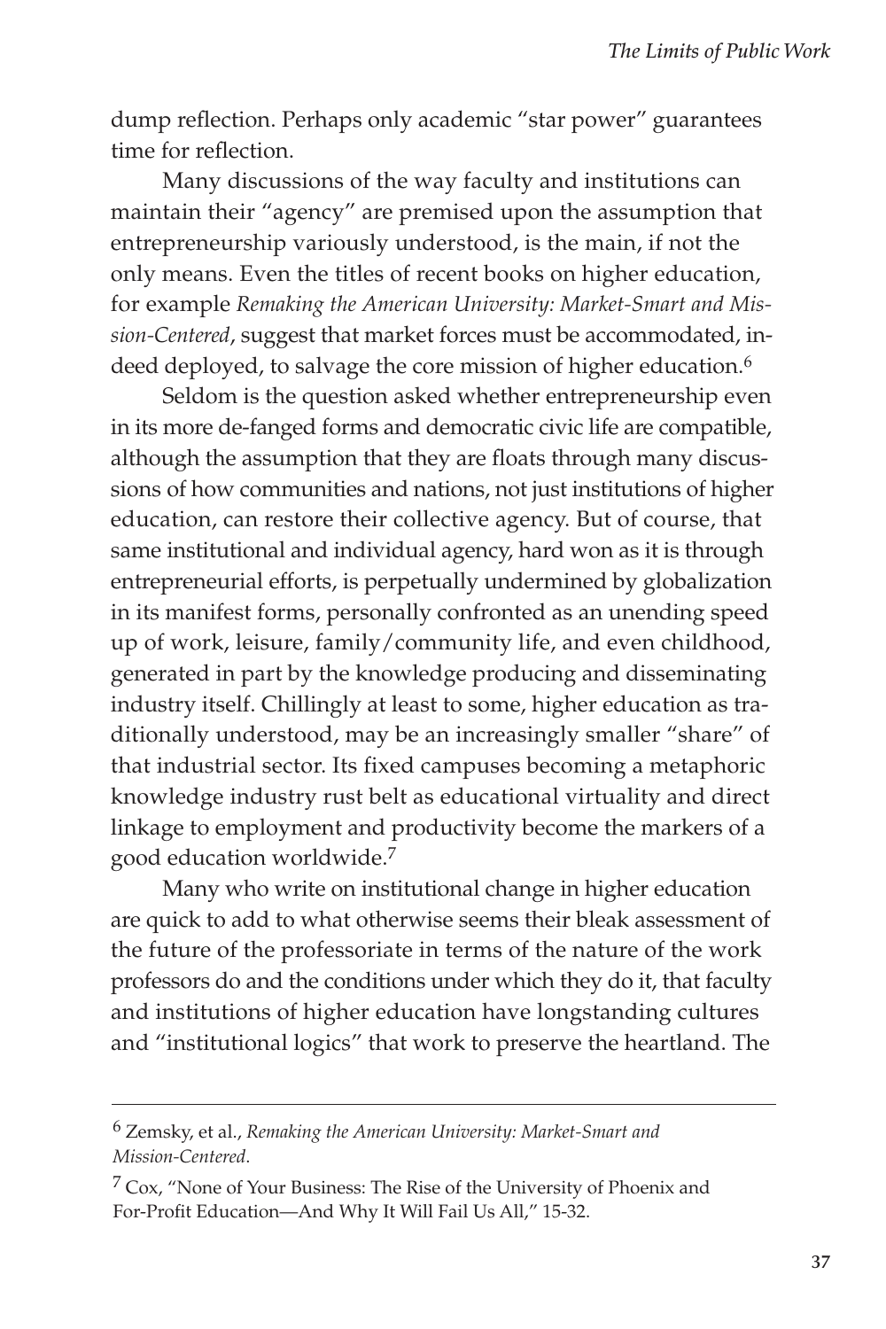dump reflection. Perhaps only academic "star power" guarantees time for reflection.

Many discussions of the way faculty and institutions can maintain their "agency" are premised upon the assumption that entrepreneurship variously understood, is the main, if not the only means. Even the titles of recent books on higher education, for example *Remaking the American University: Market-Smart and Mission-Centered*, suggest that market forces must be accommodated, indeed deployed, to salvage the core mission of higher education.[6]

Seldom is the question asked whether entrepreneurship even in its more de-fanged forms and democratic civic life are compatible, although the assumption that they are floats through many discussions of how communities and nations, not just institutions of higher education, can restore their collective agency. But of course, that same institutional and individual agency, hard won as it is through entrepreneurial efforts, is perpetually undermined by globalization in its manifest forms, personally confronted as an unending speed up of work, leisure, family/community life, and even childhood, generated in part by the knowledge producing and disseminating industry itself. Chillingly at least to some, higher education as traditionally understood, may be an increasingly smaller "share" of that industrial sector. Its fixed campuses becoming a metaphoric knowledge industry rust belt as educational virtuality and direct linkage to employment and productivity become the markers of a good education worldwide.[7]

Many who write on institutional change in higher education are quick to add to what otherwise seems their bleak assessment of the future of the professoriate in terms of the nature of the work professors do and the conditions under which they do it, that faculty and institutions of higher education have longstanding cultures and "institutional logics" that work to preserve the heartland. The

---

[6] Zemsky, et al., *Remaking the American University: Market-Smart and Mission-Centered*.

[7] Cox, "None of Your Business: The Rise of the University of Phoenix and For-Profit Education—And Why It Will Fail Us All," 15-32.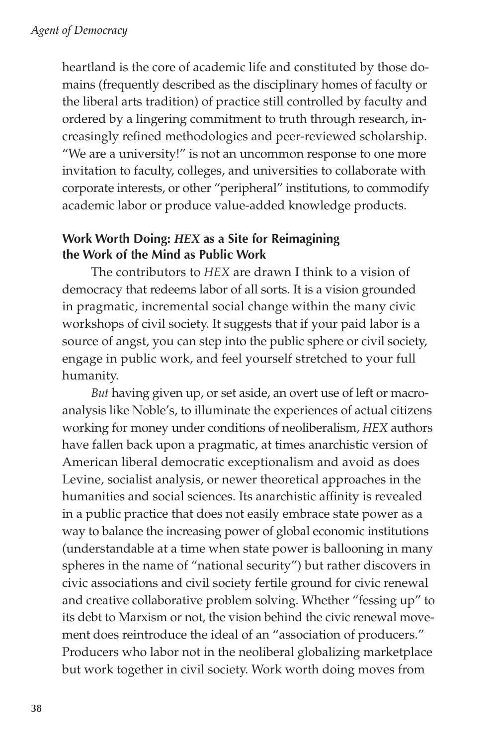heartland is the core of academic life and constituted by those domains (frequently described as the disciplinary homes of faculty or the liberal arts tradition) of practice still controlled by faculty and ordered by a lingering commitment to truth through research, increasingly refined methodologies and peer-reviewed scholarship. "We are a university!" is not an uncommon response to one more invitation to faculty, colleges, and universities to collaborate with corporate interests, or other "peripheral" institutions, to commodify academic labor or produce value-added knowledge products.

### Work Worth Doing: *HEX* as a Site for Reimagining the Work of the Mind as Public Work

The contributors to *HEX* are drawn I think to a vision of democracy that redeems labor of all sorts. It is a vision grounded in pragmatic, incremental social change within the many civic workshops of civil society. It suggests that if your paid labor is a source of angst, you can step into the public sphere or civil society, engage in public work, and feel yourself stretched to your full humanity.

*But* having given up, or set aside, an overt use of left or macro-analysis like Noble's, to illuminate the experiences of actual citizens working for money under conditions of neoliberalism, *HEX* authors have fallen back upon a pragmatic, at times anarchistic version of American liberal democratic exceptionalism and avoid as does Levine, socialist analysis, or newer theoretical approaches in the humanities and social sciences. Its anarchistic affinity is revealed in a public practice that does not easily embrace state power as a way to balance the increasing power of global economic institutions (understandable at a time when state power is ballooning in many spheres in the name of "national security") but rather discovers in civic associations and civil society fertile ground for civic renewal and creative collaborative problem solving. Whether "fessing up" to its debt to Marxism or not, the vision behind the civic renewal movement does reintroduce the ideal of an "association of producers." Producers who labor not in the neoliberal globalizing marketplace but work together in civil society. Work worth doing moves from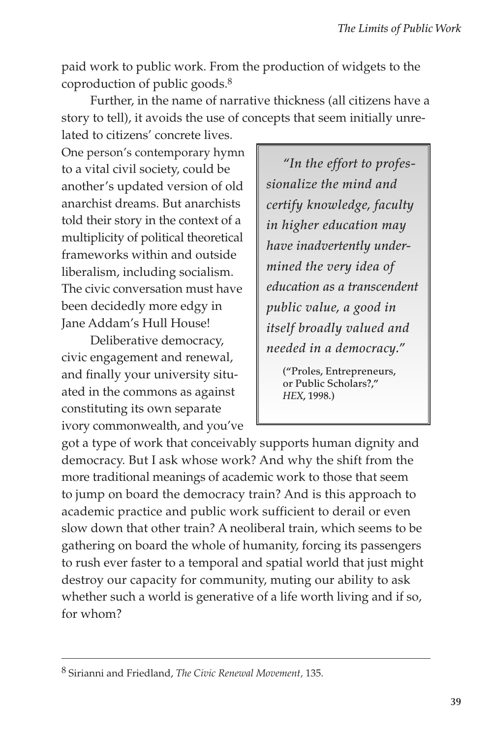paid work to public work. From the production of widgets to the coproduction of public goods.[8]

Further, in the name of narrative thickness (all citizens have a story to tell), it avoids the use of concepts that seem initially unrelated to citizens' concrete lives. One person's contemporary hymn to a vital civil society, could be another's updated version of old anarchist dreams. But anarchists told their story in the context of a multiplicity of political theoretical frameworks within and outside liberalism, including socialism. The civic conversation must have been decidedly more edgy in Jane Addam's Hull House!

> *"In the effort to professionalize the mind and certify knowledge, faculty in higher education may have inadvertently undermined the very idea of education as a transcendent public value, a good in itself broadly valued and needed in a democracy."*
>
> **("Proles, Entrepreneurs, or Public Scholars?," *HEX*, 1998.)**

Deliberative democracy, civic engagement and renewal, and finally your university situated in the commons as against constituting its own separate ivory commonwealth, and you've got a type of work that conceivably supports human dignity and democracy. But I ask whose work? And why the shift from the more traditional meanings of academic work to those that seem to jump on board the democracy train? And is this approach to academic practice and public work sufficient to derail or even slow down that other train? A neoliberal train, which seems to be gathering on board the whole of humanity, forcing its passengers to rush ever faster to a temporal and spatial world that just might destroy our capacity for community, muting our ability to ask whether such a world is generative of a life worth living and if so, for whom?

---

[8] Sirianni and Friedland, *The Civic Renewal Movement*, 135.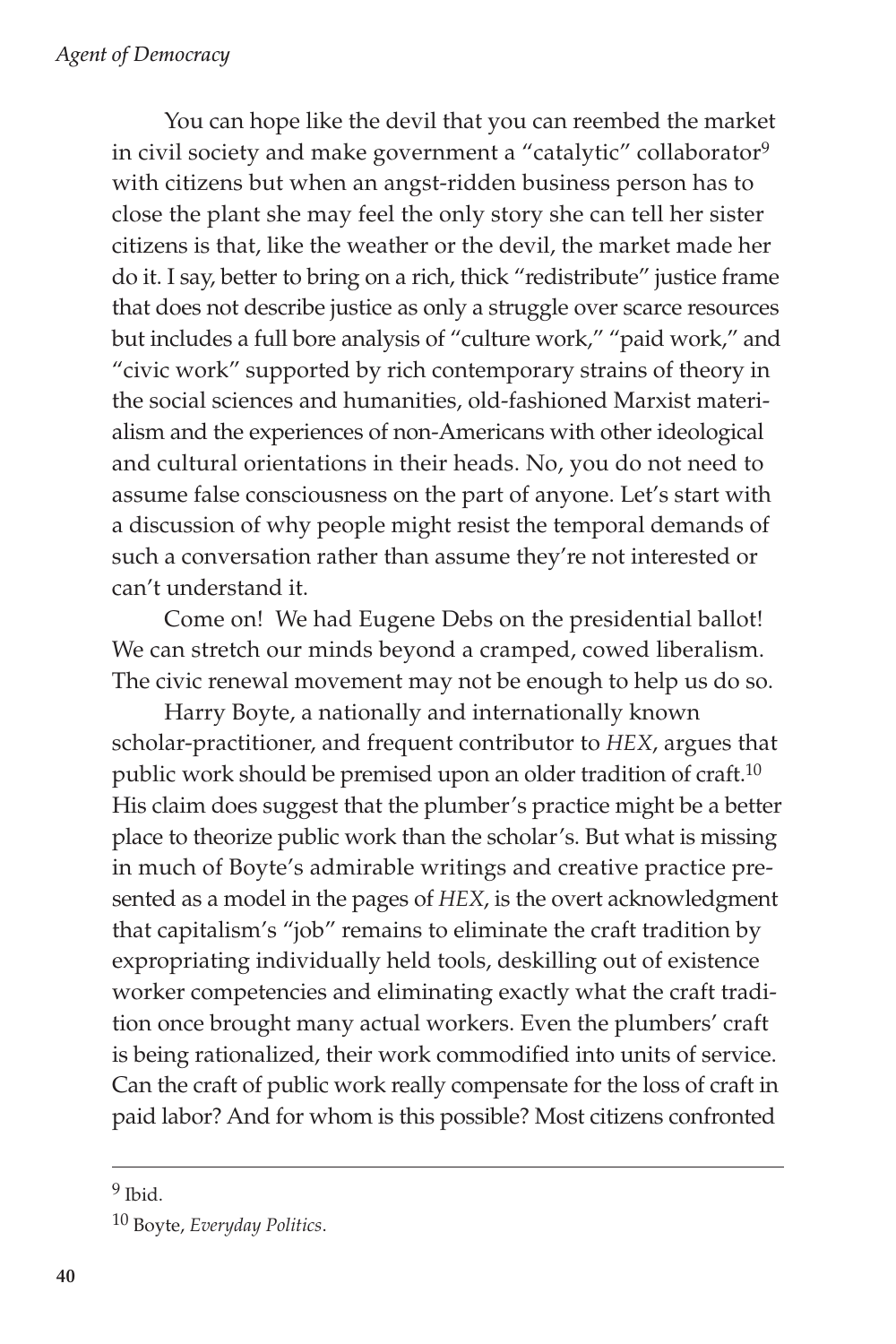You can hope like the devil that you can reembed the market in civil society and make government a "catalytic" collaborator[9] with citizens but when an angst-ridden business person has to close the plant she may feel the only story she can tell her sister citizens is that, like the weather or the devil, the market made her do it. I say, better to bring on a rich, thick "redistribute" justice frame that does not describe justice as only a struggle over scarce resources but includes a full bore analysis of "culture work," "paid work," and "civic work" supported by rich contemporary strains of theory in the social sciences and humanities, old-fashioned Marxist materialism and the experiences of non-Americans with other ideological and cultural orientations in their heads. No, you do not need to assume false consciousness on the part of anyone. Let's start with a discussion of why people might resist the temporal demands of such a conversation rather than assume they're not interested or can't understand it.

Come on! We had Eugene Debs on the presidential ballot! We can stretch our minds beyond a cramped, cowed liberalism. The civic renewal movement may not be enough to help us do so.

Harry Boyte, a nationally and internationally known scholar-practitioner, and frequent contributor to *HEX*, argues that public work should be premised upon an older tradition of craft.[10] His claim does suggest that the plumber's practice might be a better place to theorize public work than the scholar's. But what is missing in much of Boyte's admirable writings and creative practice presented as a model in the pages of *HEX*, is the overt acknowledgment that capitalism's "job" remains to eliminate the craft tradition by expropriating individually held tools, deskilling out of existence worker competencies and eliminating exactly what the craft tradition once brought many actual workers. Even the plumbers' craft is being rationalized, their work commodified into units of service. Can the craft of public work really compensate for the loss of craft in paid labor? And for whom is this possible? Most citizens confronted

---

[9] Ibid.

[10] Boyte, *Everyday Politics*.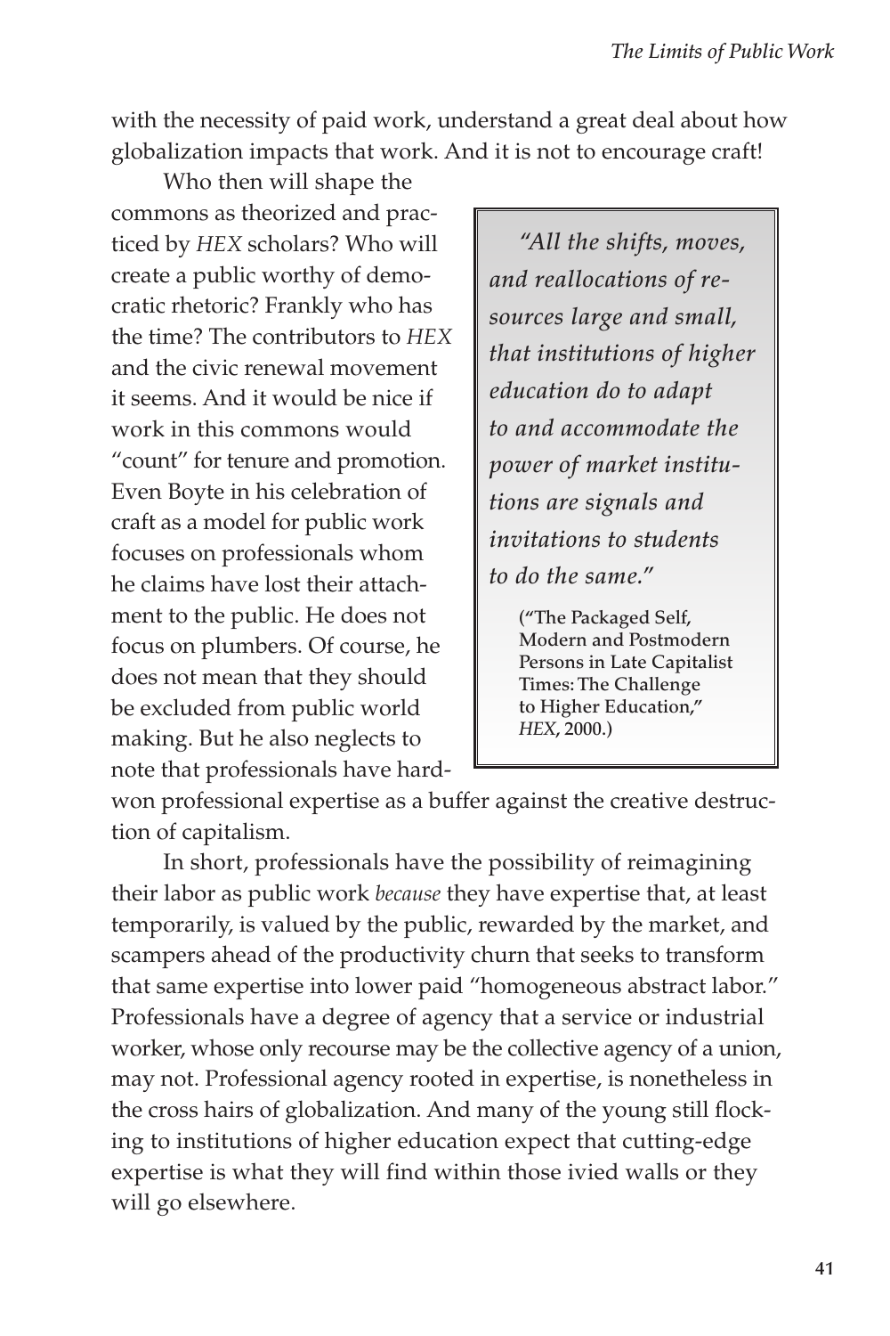with the necessity of paid work, understand a great deal about how globalization impacts that work. And it is not to encourage craft!

Who then will shape the commons as theorized and practiced by *HEX* scholars? Who will create a public worthy of democratic rhetoric? Frankly who has the time? The contributors to *HEX* and the civic renewal movement it seems. And it would be nice if work in this commons would "count" for tenure and promotion. Even Boyte in his celebration of craft as a model for public work focuses on professionals whom he claims have lost their attachment to the public. He does not focus on plumbers. Of course, he does not mean that they should be excluded from public world making. But he also neglects to note that professionals have hard-won professional expertise as a buffer against the creative destruction of capitalism.

> *"All the shifts, moves, and reallocations of resources large and small, that institutions of higher education do to adapt to and accommodate the power of market institutions are signals and invitations to students to do the same."*
>
> **("The Packaged Self, Modern and Postmodern Persons in Late Capitalist Times: The Challenge to Higher Education," *HEX*, 2000.)**

In short, professionals have the possibility of reimagining their labor as public work *because* they have expertise that, at least temporarily, is valued by the public, rewarded by the market, and scampers ahead of the productivity churn that seeks to transform that same expertise into lower paid "homogeneous abstract labor." Professionals have a degree of agency that a service or industrial worker, whose only recourse may be the collective agency of a union, may not. Professional agency rooted in expertise, is nonetheless in the cross hairs of globalization. And many of the young still flocking to institutions of higher education expect that cutting-edge expertise is what they will find within those ivied walls or they will go elsewhere.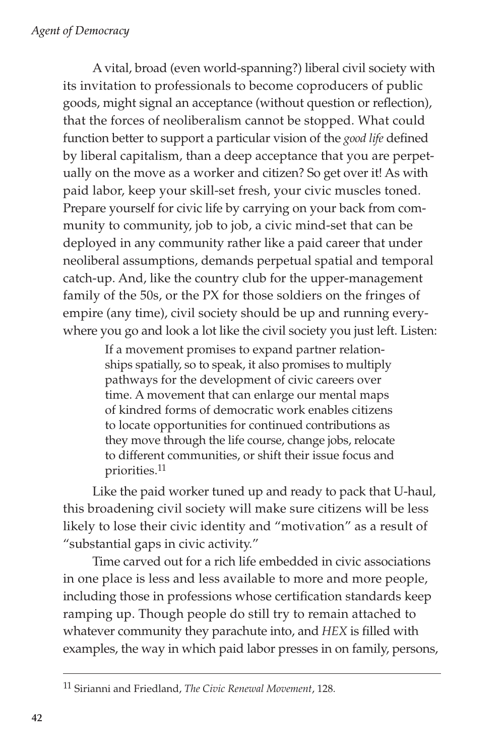A vital, broad (even world-spanning?) liberal civil society with its invitation to professionals to become coproducers of public goods, might signal an acceptance (without question or reflection), that the forces of neoliberalism cannot be stopped. What could function better to support a particular vision of the *good life* defined by liberal capitalism, than a deep acceptance that you are perpetually on the move as a worker and citizen? So get over it! As with paid labor, keep your skill-set fresh, your civic muscles toned. Prepare yourself for civic life by carrying on your back from community to community, job to job, a civic mind-set that can be deployed in any community rather like a paid career that under neoliberal assumptions, demands perpetual spatial and temporal catch-up. And, like the country club for the upper-management family of the 50s, or the PX for those soldiers on the fringes of empire (any time), civil society should be up and running everywhere you go and look a lot like the civil society you just left. Listen:

> If a movement promises to expand partner relationships spatially, so to speak, it also promises to multiply pathways for the development of civic careers over time. A movement that can enlarge our mental maps of kindred forms of democratic work enables citizens to locate opportunities for continued contributions as they move through the life course, change jobs, relocate to different communities, or shift their issue focus and priorities.[11]

Like the paid worker tuned up and ready to pack that U-haul, this broadening civil society will make sure citizens will be less likely to lose their civic identity and "motivation" as a result of "substantial gaps in civic activity."

Time carved out for a rich life embedded in civic associations in one place is less and less available to more and more people, including those in professions whose certification standards keep ramping up. Though people do still try to remain attached to whatever community they parachute into, and *HEX* is filled with examples, the way in which paid labor presses in on family, persons,

---

[11] Sirianni and Friedland, *The Civic Renewal Movement*, 128.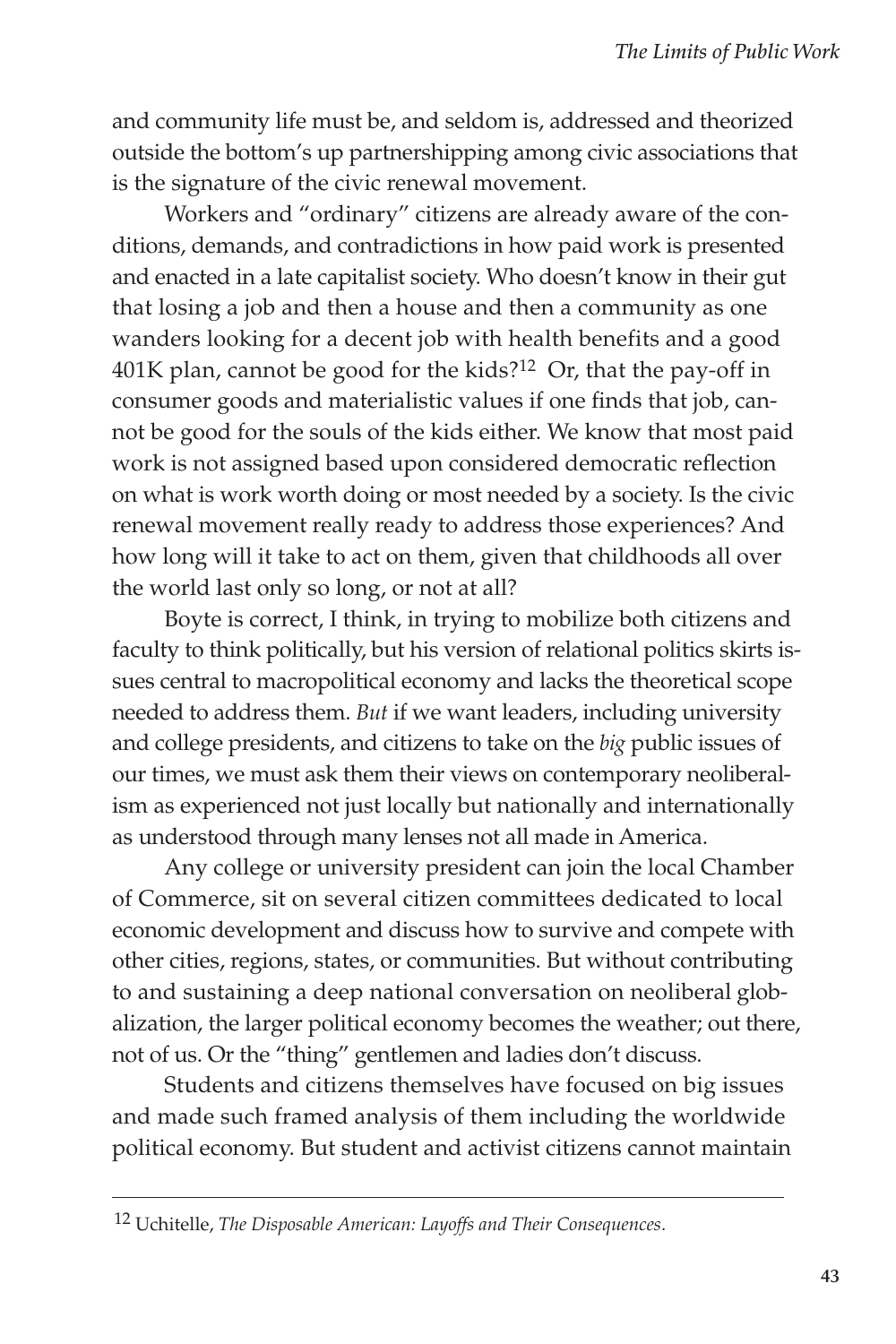and community life must be, and seldom is, addressed and theorized outside the bottom's up partnershipping among civic associations that is the signature of the civic renewal movement.

Workers and "ordinary" citizens are already aware of the conditions, demands, and contradictions in how paid work is presented and enacted in a late capitalist society. Who doesn't know in their gut that losing a job and then a house and then a community as one wanders looking for a decent job with health benefits and a good 401K plan, cannot be good for the kids?[12] Or, that the pay-off in consumer goods and materialistic values if one finds that job, cannot be good for the souls of the kids either. We know that most paid work is not assigned based upon considered democratic reflection on what is work worth doing or most needed by a society. Is the civic renewal movement really ready to address those experiences? And how long will it take to act on them, given that childhoods all over the world last only so long, or not at all?

Boyte is correct, I think, in trying to mobilize both citizens and faculty to think politically, but his version of relational politics skirts issues central to macropolitical economy and lacks the theoretical scope needed to address them. *But* if we want leaders, including university and college presidents, and citizens to take on the *big* public issues of our times, we must ask them their views on contemporary neoliberalism as experienced not just locally but nationally and internationally as understood through many lenses not all made in America.

Any college or university president can join the local Chamber of Commerce, sit on several citizen committees dedicated to local economic development and discuss how to survive and compete with other cities, regions, states, or communities. But without contributing to and sustaining a deep national conversation on neoliberal globalization, the larger political economy becomes the weather; out there, not of us. Or the "thing" gentlemen and ladies don't discuss.

Students and citizens themselves have focused on big issues and made such framed analysis of them including the worldwide political economy. But student and activist citizens cannot maintain

---

[12] Uchitelle, *The Disposable American: Layoffs and Their Consequences*.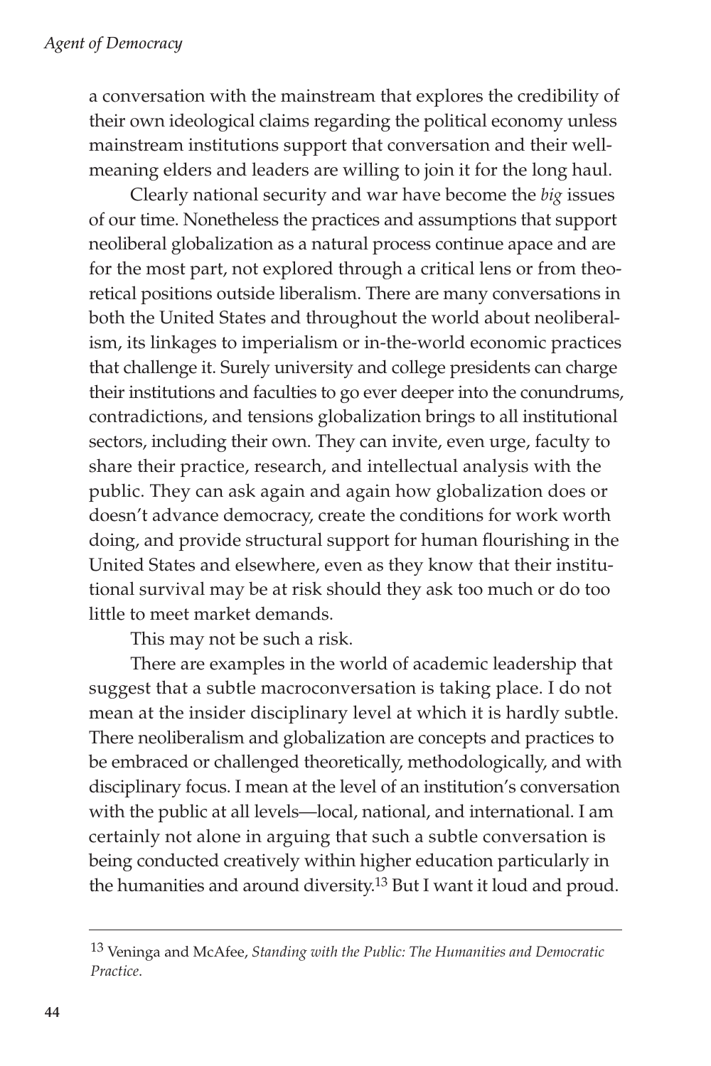a conversation with the mainstream that explores the credibility of their own ideological claims regarding the political economy unless mainstream institutions support that conversation and their well-meaning elders and leaders are willing to join it for the long haul.

Clearly national security and war have become the *big* issues of our time. Nonetheless the practices and assumptions that support neoliberal globalization as a natural process continue apace and are for the most part, not explored through a critical lens or from theoretical positions outside liberalism. There are many conversations in both the United States and throughout the world about neoliberalism, its linkages to imperialism or in-the-world economic practices that challenge it. Surely university and college presidents can charge their institutions and faculties to go ever deeper into the conundrums, contradictions, and tensions globalization brings to all institutional sectors, including their own. They can invite, even urge, faculty to share their practice, research, and intellectual analysis with the public. They can ask again and again how globalization does or doesn't advance democracy, create the conditions for work worth doing, and provide structural support for human flourishing in the United States and elsewhere, even as they know that their institutional survival may be at risk should they ask too much or do too little to meet market demands.

This may not be such a risk.

There are examples in the world of academic leadership that suggest that a subtle macroconversation is taking place. I do not mean at the insider disciplinary level at which it is hardly subtle. There neoliberalism and globalization are concepts and practices to be embraced or challenged theoretically, methodologically, and with disciplinary focus. I mean at the level of an institution's conversation with the public at all levels—local, national, and international. I am certainly not alone in arguing that such a subtle conversation is being conducted creatively within higher education particularly in the humanities and around diversity.[13] But I want it loud and proud.

---

[13] Veninga and McAfee, *Standing with the Public: The Humanities and Democratic Practice*.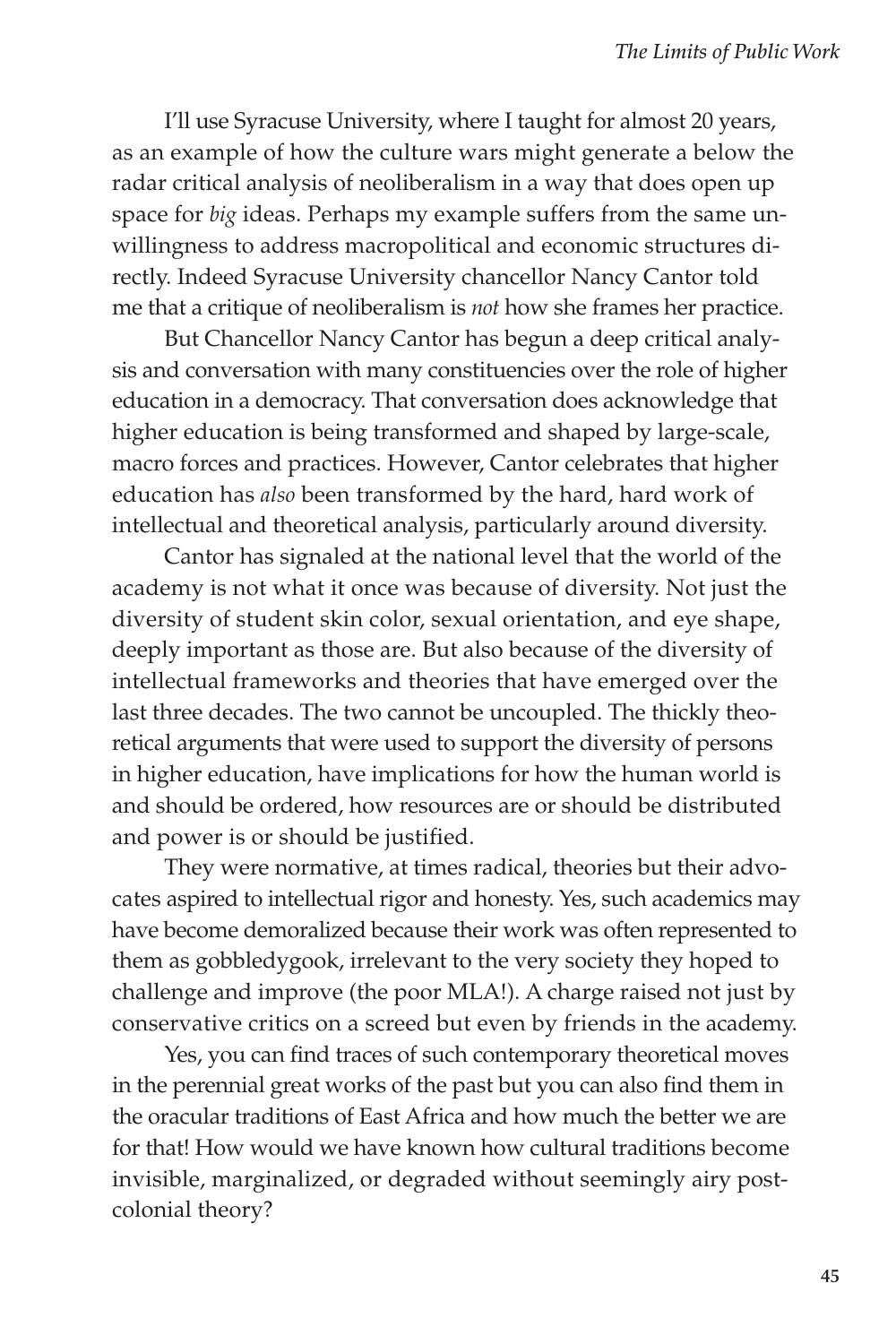I'll use Syracuse University, where I taught for almost 20 years, as an example of how the culture wars might generate a below the radar critical analysis of neoliberalism in a way that does open up space for *big* ideas. Perhaps my example suffers from the same unwillingness to address macropolitical and economic structures directly. Indeed Syracuse University chancellor Nancy Cantor told me that a critique of neoliberalism is *not* how she frames her practice.

But Chancellor Nancy Cantor has begun a deep critical analysis and conversation with many constituencies over the role of higher education in a democracy. That conversation does acknowledge that higher education is being transformed and shaped by large-scale, macro forces and practices. However, Cantor celebrates that higher education has *also* been transformed by the hard, hard work of intellectual and theoretical analysis, particularly around diversity.

Cantor has signaled at the national level that the world of the academy is not what it once was because of diversity. Not just the diversity of student skin color, sexual orientation, and eye shape, deeply important as those are. But also because of the diversity of intellectual frameworks and theories that have emerged over the last three decades. The two cannot be uncoupled. The thickly theoretical arguments that were used to support the diversity of persons in higher education, have implications for how the human world is and should be ordered, how resources are or should be distributed and power is or should be justified.

They were normative, at times radical, theories but their advocates aspired to intellectual rigor and honesty. Yes, such academics may have become demoralized because their work was often represented to them as gobbledygook, irrelevant to the very society they hoped to challenge and improve (the poor MLA!). A charge raised not just by conservative critics on a screed but even by friends in the academy.

Yes, you can find traces of such contemporary theoretical moves in the perennial great works of the past but you can also find them in the oracular traditions of East Africa and how much the better we are for that! How would we have known how cultural traditions become invisible, marginalized, or degraded without seemingly airy postcolonial theory?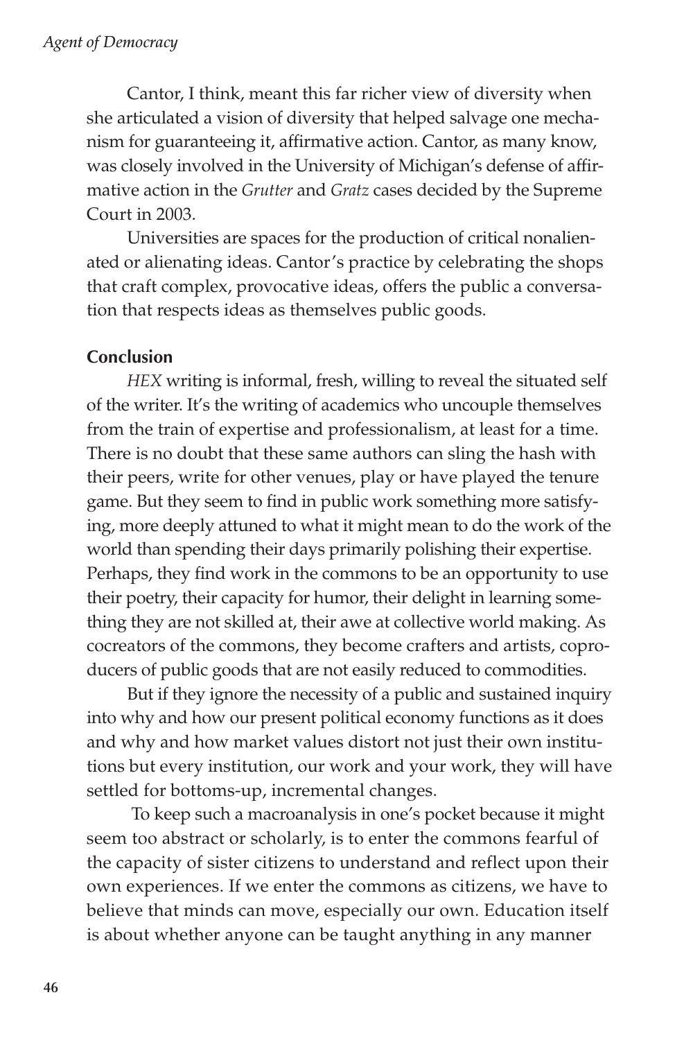Cantor, I think, meant this far richer view of diversity when she articulated a vision of diversity that helped salvage one mechanism for guaranteeing it, affirmative action. Cantor, as many know, was closely involved in the University of Michigan's defense of affirmative action in the *Grutter* and *Gratz* cases decided by the Supreme Court in 2003.

Universities are spaces for the production of critical nonalienated or alienating ideas. Cantor's practice by celebrating the shops that craft complex, provocative ideas, offers the public a conversation that respects ideas as themselves public goods.

**Conclusion**

*HEX* writing is informal, fresh, willing to reveal the situated self of the writer. It's the writing of academics who uncouple themselves from the train of expertise and professionalism, at least for a time. There is no doubt that these same authors can sling the hash with their peers, write for other venues, play or have played the tenure game. But they seem to find in public work something more satisfying, more deeply attuned to what it might mean to do the work of the world than spending their days primarily polishing their expertise. Perhaps, they find work in the commons to be an opportunity to use their poetry, their capacity for humor, their delight in learning something they are not skilled at, their awe at collective world making. As cocreators of the commons, they become crafters and artists, coproducers of public goods that are not easily reduced to commodities.

But if they ignore the necessity of a public and sustained inquiry into why and how our present political economy functions as it does and why and how market values distort not just their own institutions but every institution, our work and your work, they will have settled for bottoms-up, incremental changes.

To keep such a macroanalysis in one's pocket because it might seem too abstract or scholarly, is to enter the commons fearful of the capacity of sister citizens to understand and reflect upon their own experiences. If we enter the commons as citizens, we have to believe that minds can move, especially our own. Education itself is about whether anyone can be taught anything in any manner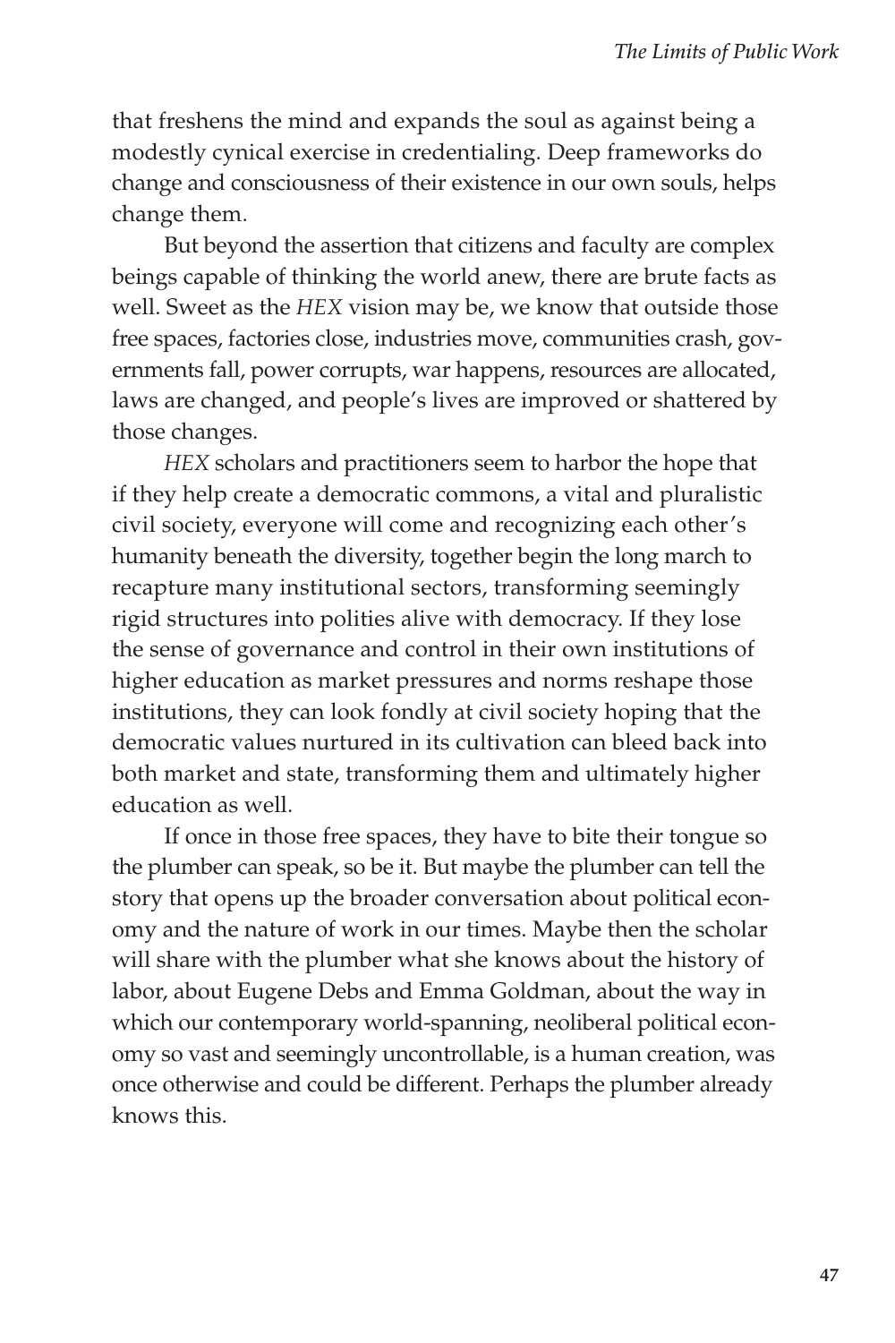that freshens the mind and expands the soul as against being a modestly cynical exercise in credentialing. Deep frameworks do change and consciousness of their existence in our own souls, helps change them.

But beyond the assertion that citizens and faculty are complex beings capable of thinking the world anew, there are brute facts as well. Sweet as the *HEX* vision may be, we know that outside those free spaces, factories close, industries move, communities crash, governments fall, power corrupts, war happens, resources are allocated, laws are changed, and people's lives are improved or shattered by those changes.

*HEX* scholars and practitioners seem to harbor the hope that if they help create a democratic commons, a vital and pluralistic civil society, everyone will come and recognizing each other's humanity beneath the diversity, together begin the long march to recapture many institutional sectors, transforming seemingly rigid structures into polities alive with democracy. If they lose the sense of governance and control in their own institutions of higher education as market pressures and norms reshape those institutions, they can look fondly at civil society hoping that the democratic values nurtured in its cultivation can bleed back into both market and state, transforming them and ultimately higher education as well.

If once in those free spaces, they have to bite their tongue so the plumber can speak, so be it. But maybe the plumber can tell the story that opens up the broader conversation about political economy and the nature of work in our times. Maybe then the scholar will share with the plumber what she knows about the history of labor, about Eugene Debs and Emma Goldman, about the way in which our contemporary world-spanning, neoliberal political economy so vast and seemingly uncontrollable, is a human creation, was once otherwise and could be different. Perhaps the plumber already knows this.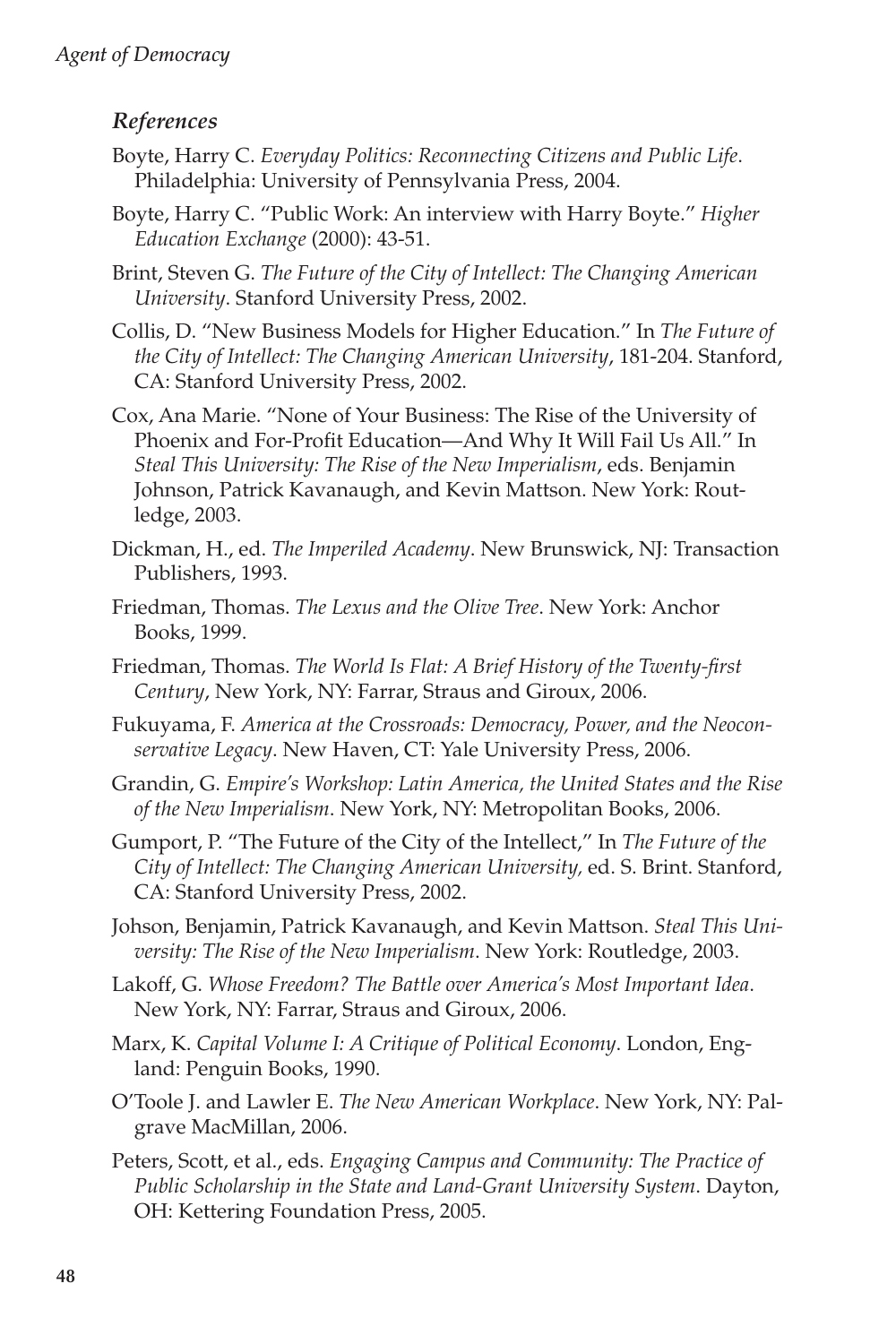### *References*

Boyte, Harry C. *Everyday Politics: Reconnecting Citizens and Public Life*. Philadelphia: University of Pennsylvania Press, 2004.

Boyte, Harry C. "Public Work: An interview with Harry Boyte." *Higher Education Exchange* (2000): 43-51.

Brint, Steven G. *The Future of the City of Intellect: The Changing American University*. Stanford University Press, 2002.

Collis, D. "New Business Models for Higher Education." In *The Future of the City of Intellect: The Changing American University*, 181-204. Stanford, CA: Stanford University Press, 2002.

Cox, Ana Marie. "None of Your Business: The Rise of the University of Phoenix and For-Profit Education—And Why It Will Fail Us All." In *Steal This University: The Rise of the New Imperialism*, eds. Benjamin Johnson, Patrick Kavanaugh, and Kevin Mattson. New York: Routledge, 2003.

Dickman, H., ed. *The Imperiled Academy*. New Brunswick, NJ: Transaction Publishers, 1993.

Friedman, Thomas. *The Lexus and the Olive Tree*. New York: Anchor Books, 1999.

Friedman, Thomas. *The World Is Flat: A Brief History of the Twenty-first Century*, New York, NY: Farrar, Straus and Giroux, 2006.

Fukuyama, F. *America at the Crossroads: Democracy, Power, and the Neoconservative Legacy*. New Haven, CT: Yale University Press, 2006.

Grandin, G. *Empire's Workshop: Latin America, the United States and the Rise of the New Imperialism*. New York, NY: Metropolitan Books, 2006.

Gumport, P. "The Future of the City of the Intellect," In *The Future of the City of Intellect: The Changing American University,* ed. S. Brint. Stanford, CA: Stanford University Press, 2002.

Johson, Benjamin, Patrick Kavanaugh, and Kevin Mattson. *Steal This University: The Rise of the New Imperialism*. New York: Routledge, 2003.

Lakoff, G. *Whose Freedom? The Battle over America's Most Important Idea*. New York, NY: Farrar, Straus and Giroux, 2006.

Marx, K. *Capital Volume I: A Critique of Political Economy*. London, England: Penguin Books, 1990.

O'Toole J. and Lawler E. *The New American Workplace*. New York, NY: Palgrave MacMillan, 2006.

Peters, Scott, et al., eds. *Engaging Campus and Community: The Practice of Public Scholarship in the State and Land-Grant University System*. Dayton, OH: Kettering Foundation Press, 2005.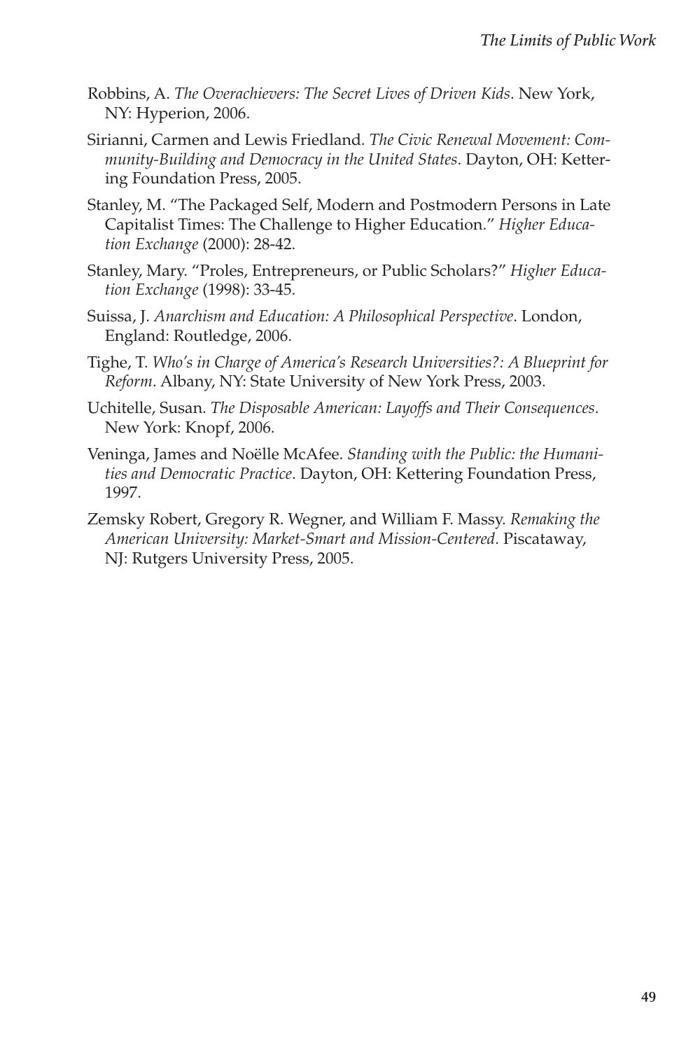Robbins, A. *The Overachievers: The Secret Lives of Driven Kids*. New York, NY: Hyperion, 2006.

Sirianni, Carmen and Lewis Friedland. *The Civic Renewal Movement: Community-Building and Democracy in the United States*. Dayton, OH: Kettering Foundation Press, 2005.

Stanley, M. "The Packaged Self, Modern and Postmodern Persons in Late Capitalist Times: The Challenge to Higher Education." *Higher Education Exchange* (2000): 28-42.

Stanley, Mary. "Proles, Entrepreneurs, or Public Scholars?" *Higher Education Exchange* (1998): 33-45.

Suissa, J. *Anarchism and Education: A Philosophical Perspective*. London, England: Routledge, 2006.

Tighe, T. *Who's in Charge of America's Research Universities?: A Blueprint for Reform*. Albany, NY: State University of New York Press, 2003.

Uchitelle, Susan. *The Disposable American: Layoffs and Their Consequences*. New York: Knopf, 2006.

Veninga, James and Noëlle McAfee. *Standing with the Public: the Humanities and Democratic Practice*. Dayton, OH: Kettering Foundation Press, 1997.

Zemsky Robert, Gregory R. Wegner, and William F. Massy. *Remaking the American University: Market-Smart and Mission-Centered*. Piscataway, NJ: Rutgers University Press, 2005.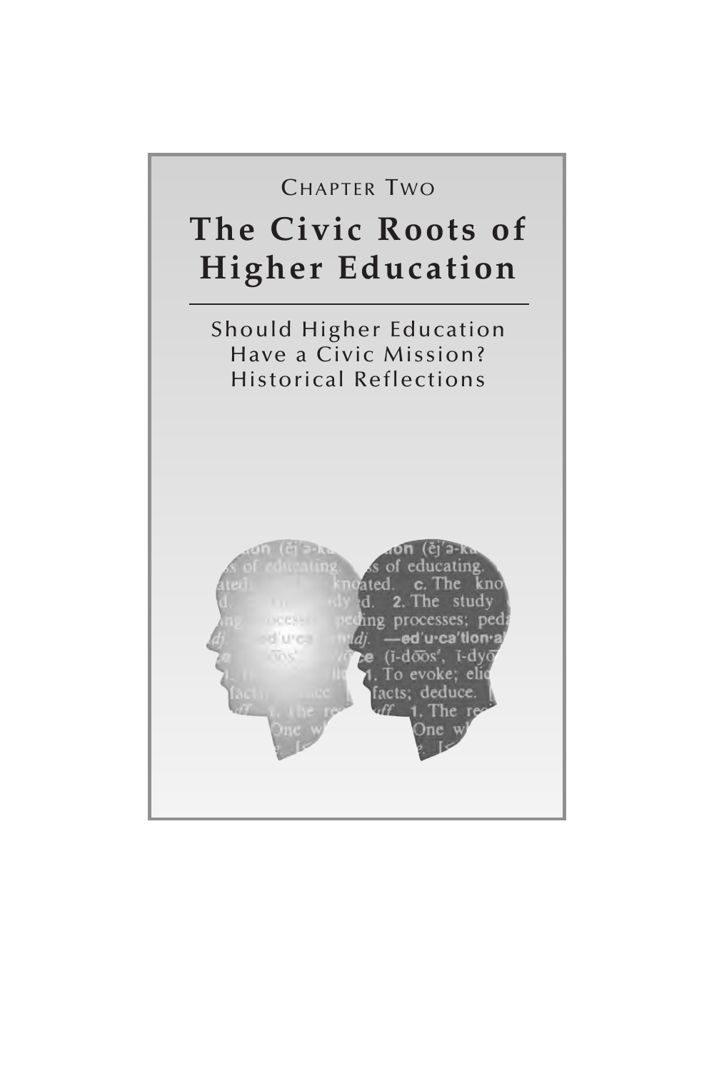Chapter Two

# The Civic Roots of Higher Education

## Should Higher Education Have a Civic Mission? Historical Reflections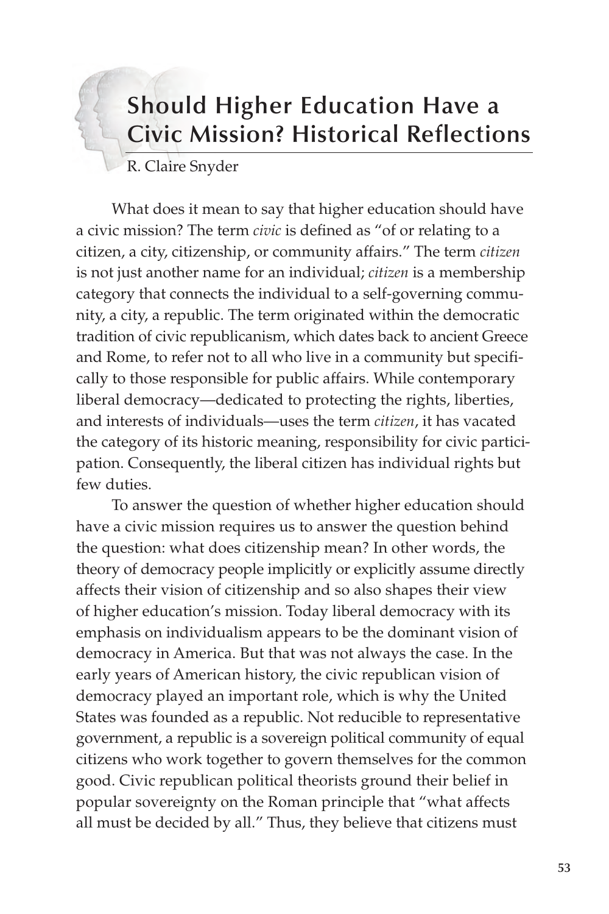# Should Higher Education Have a Civic Mission? Historical Reflections

R. Claire Snyder

What does it mean to say that higher education should have a civic mission? The term *civic* is defined as "of or relating to a citizen, a city, citizenship, or community affairs." The term *citizen* is not just another name for an individual; *citizen* is a membership category that connects the individual to a self-governing community, a city, a republic. The term originated within the democratic tradition of civic republicanism, which dates back to ancient Greece and Rome, to refer not to all who live in a community but specifically to those responsible for public affairs. While contemporary liberal democracy—dedicated to protecting the rights, liberties, and interests of individuals—uses the term *citizen*, it has vacated the category of its historic meaning, responsibility for civic participation. Consequently, the liberal citizen has individual rights but few duties.

To answer the question of whether higher education should have a civic mission requires us to answer the question behind the question: what does citizenship mean? In other words, the theory of democracy people implicitly or explicitly assume directly affects their vision of citizenship and so also shapes their view of higher education's mission. Today liberal democracy with its emphasis on individualism appears to be the dominant vision of democracy in America. But that was not always the case. In the early years of American history, the civic republican vision of democracy played an important role, which is why the United States was founded as a republic. Not reducible to representative government, a republic is a sovereign political community of equal citizens who work together to govern themselves for the common good. Civic republican political theorists ground their belief in popular sovereignty on the Roman principle that "what affects all must be decided by all." Thus, they believe that citizens must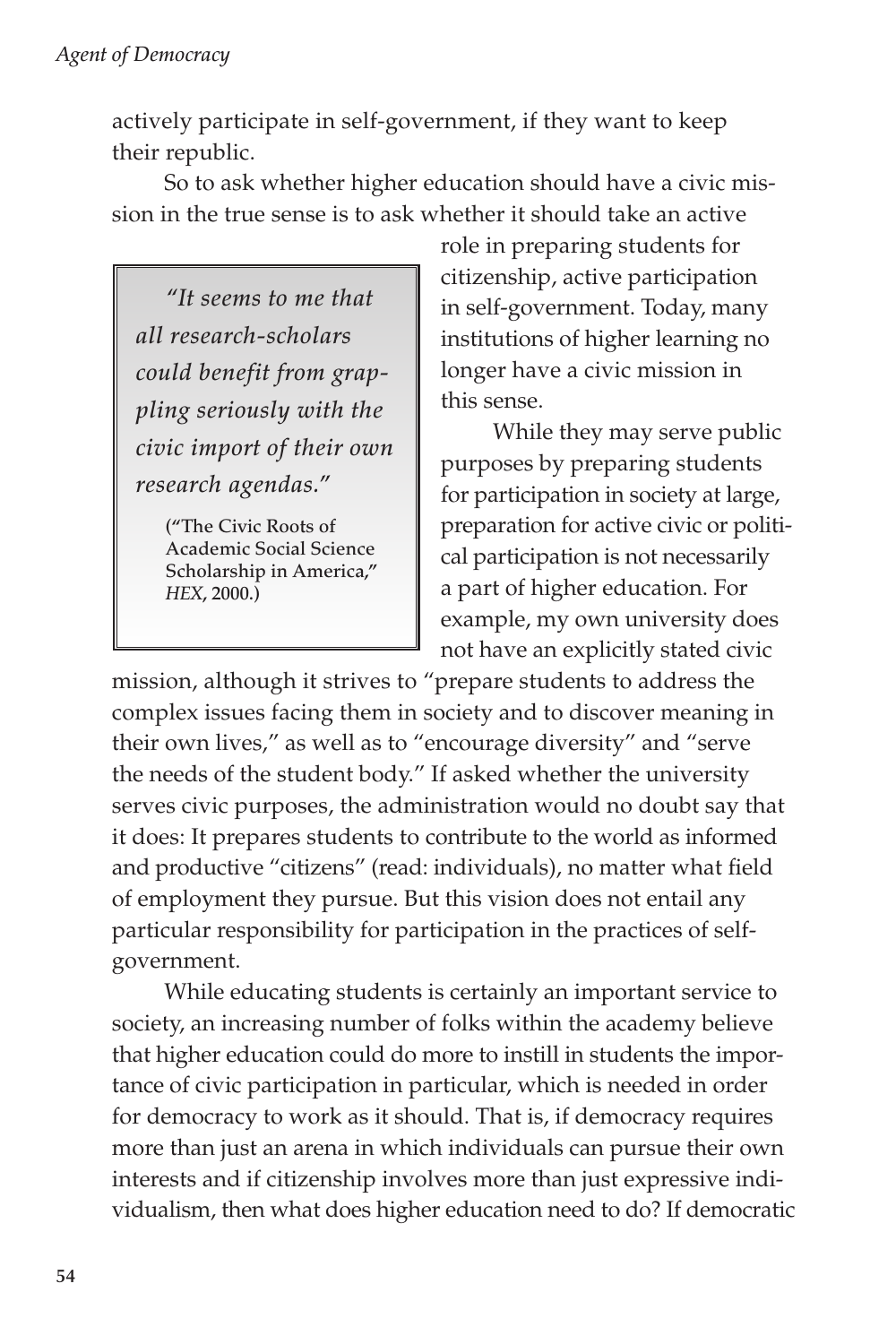actively participate in self-government, if they want to keep their republic.

So to ask whether higher education should have a civic mission in the true sense is to ask whether it should take an active role in preparing students for citizenship, active participation in self-government. Today, many institutions of higher learning no longer have a civic mission in this sense.

> *"It seems to me that all research-scholars could benefit from grappling seriously with the civic import of their own research agendas."*
>
> ("The Civic Roots of Academic Social Science Scholarship in America," *HEX*, 2000.)

While they may serve public purposes by preparing students for participation in society at large, preparation for active civic or political participation is not necessarily a part of higher education. For example, my own university does not have an explicitly stated civic mission, although it strives to "prepare students to address the complex issues facing them in society and to discover meaning in their own lives," as well as to "encourage diversity" and "serve the needs of the student body." If asked whether the university serves civic purposes, the administration would no doubt say that it does: It prepares students to contribute to the world as informed and productive "citizens" (read: individuals), no matter what field of employment they pursue. But this vision does not entail any particular responsibility for participation in the practices of self-government.

While educating students is certainly an important service to society, an increasing number of folks within the academy believe that higher education could do more to instill in students the importance of civic participation in particular, which is needed in order for democracy to work as it should. That is, if democracy requires more than just an arena in which individuals can pursue their own interests and if citizenship involves more than just expressive individualism, then what does higher education need to do? If democratic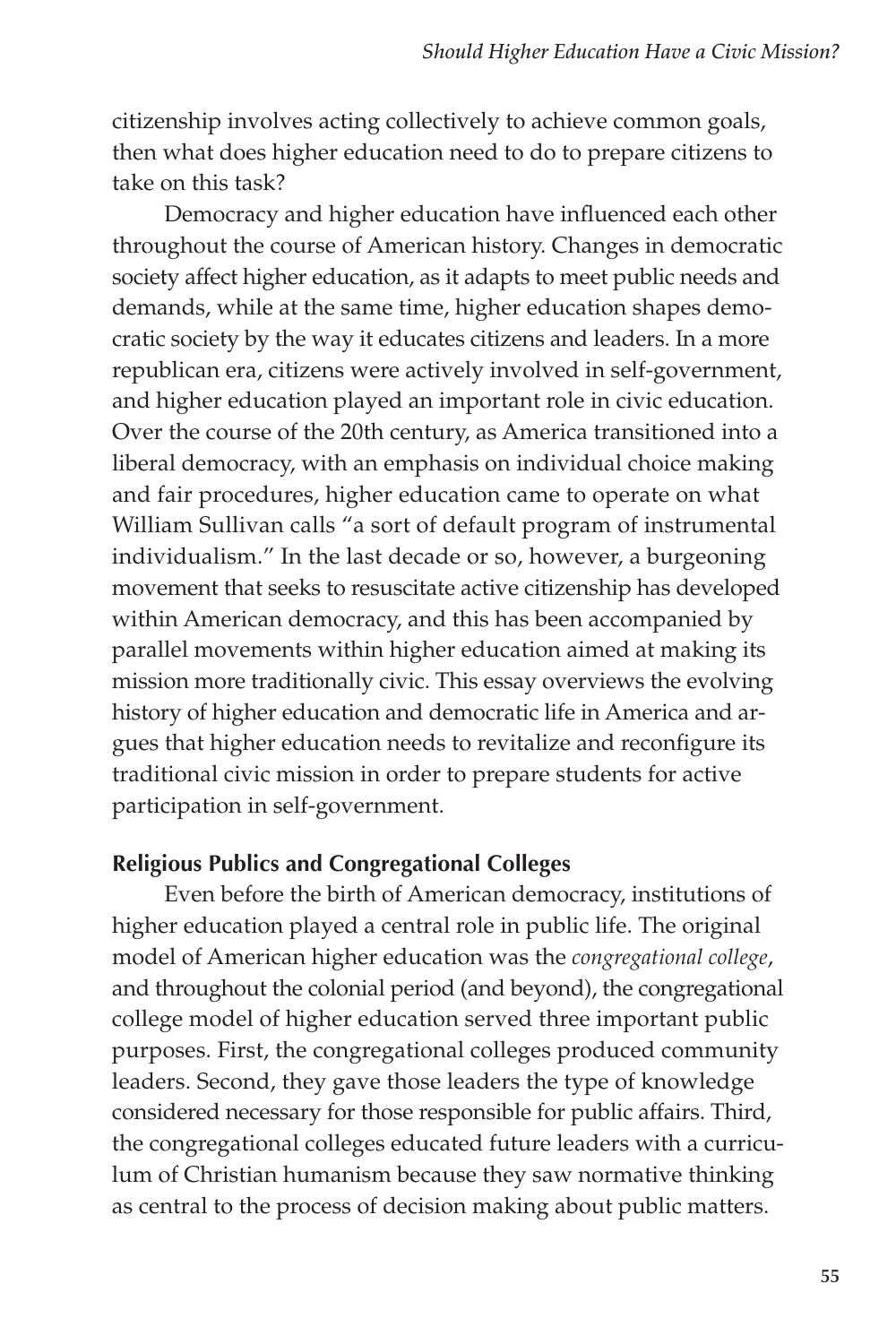citizenship involves acting collectively to achieve common goals, then what does higher education need to do to prepare citizens to take on this task?

Democracy and higher education have influenced each other throughout the course of American history. Changes in democratic society affect higher education, as it adapts to meet public needs and demands, while at the same time, higher education shapes democratic society by the way it educates citizens and leaders. In a more republican era, citizens were actively involved in self-government, and higher education played an important role in civic education. Over the course of the 20th century, as America transitioned into a liberal democracy, with an emphasis on individual choice making and fair procedures, higher education came to operate on what William Sullivan calls "a sort of default program of instrumental individualism." In the last decade or so, however, a burgeoning movement that seeks to resuscitate active citizenship has developed within American democracy, and this has been accompanied by parallel movements within higher education aimed at making its mission more traditionally civic. This essay overviews the evolving history of higher education and democratic life in America and argues that higher education needs to revitalize and reconfigure its traditional civic mission in order to prepare students for active participation in self-government.

## Religious Publics and Congregational Colleges

Even before the birth of American democracy, institutions of higher education played a central role in public life. The original model of American higher education was the *congregational college*, and throughout the colonial period (and beyond), the congregational college model of higher education served three important public purposes. First, the congregational colleges produced community leaders. Second, they gave those leaders the type of knowledge considered necessary for those responsible for public affairs. Third, the congregational colleges educated future leaders with a curriculum of Christian humanism because they saw normative thinking as central to the process of decision making about public matters.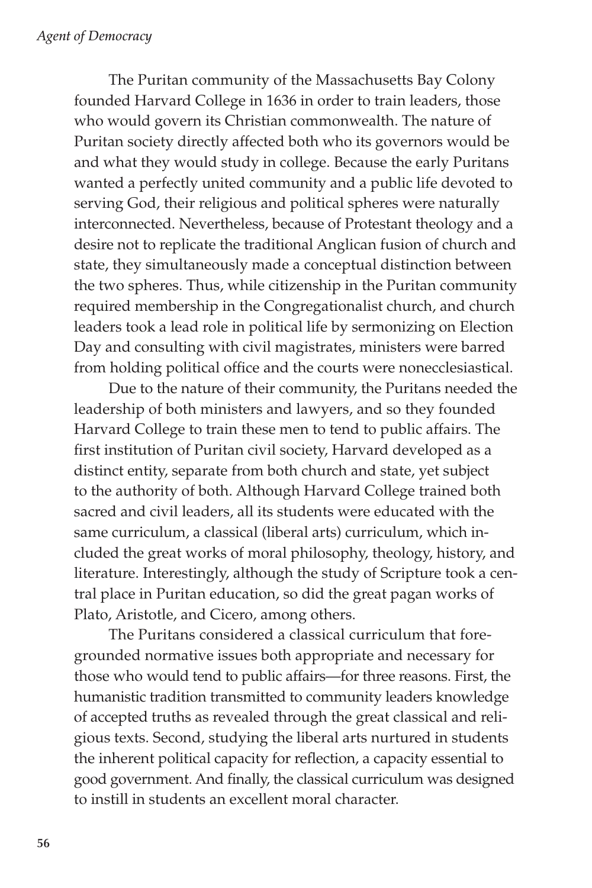The Puritan community of the Massachusetts Bay Colony founded Harvard College in 1636 in order to train leaders, those who would govern its Christian commonwealth. The nature of Puritan society directly affected both who its governors would be and what they would study in college. Because the early Puritans wanted a perfectly united community and a public life devoted to serving God, their religious and political spheres were naturally interconnected. Nevertheless, because of Protestant theology and a desire not to replicate the traditional Anglican fusion of church and state, they simultaneously made a conceptual distinction between the two spheres. Thus, while citizenship in the Puritan community required membership in the Congregationalist church, and church leaders took a lead role in political life by sermonizing on Election Day and consulting with civil magistrates, ministers were barred from holding political office and the courts were nonecclesiastical.

Due to the nature of their community, the Puritans needed the leadership of both ministers and lawyers, and so they founded Harvard College to train these men to tend to public affairs. The first institution of Puritan civil society, Harvard developed as a distinct entity, separate from both church and state, yet subject to the authority of both. Although Harvard College trained both sacred and civil leaders, all its students were educated with the same curriculum, a classical (liberal arts) curriculum, which included the great works of moral philosophy, theology, history, and literature. Interestingly, although the study of Scripture took a central place in Puritan education, so did the great pagan works of Plato, Aristotle, and Cicero, among others.

The Puritans considered a classical curriculum that foregrounded normative issues both appropriate and necessary for those who would tend to public affairs—for three reasons. First, the humanistic tradition transmitted to community leaders knowledge of accepted truths as revealed through the great classical and religious texts. Second, studying the liberal arts nurtured in students the inherent political capacity for reflection, a capacity essential to good government. And finally, the classical curriculum was designed to instill in students an excellent moral character.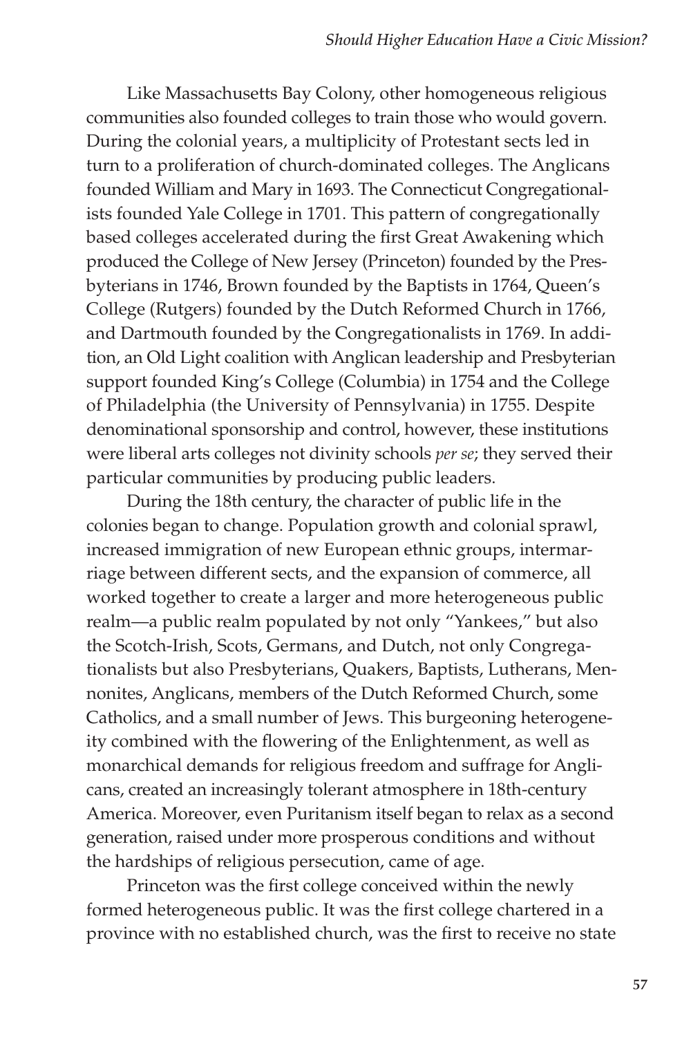Like Massachusetts Bay Colony, other homogeneous religious communities also founded colleges to train those who would govern. During the colonial years, a multiplicity of Protestant sects led in turn to a proliferation of church-dominated colleges. The Anglicans founded William and Mary in 1693. The Connecticut Congregationalists founded Yale College in 1701. This pattern of congregationally based colleges accelerated during the first Great Awakening which produced the College of New Jersey (Princeton) founded by the Presbyterians in 1746, Brown founded by the Baptists in 1764, Queen's College (Rutgers) founded by the Dutch Reformed Church in 1766, and Dartmouth founded by the Congregationalists in 1769. In addition, an Old Light coalition with Anglican leadership and Presbyterian support founded King's College (Columbia) in 1754 and the College of Philadelphia (the University of Pennsylvania) in 1755. Despite denominational sponsorship and control, however, these institutions were liberal arts colleges not divinity schools *per se*; they served their particular communities by producing public leaders.

During the 18th century, the character of public life in the colonies began to change. Population growth and colonial sprawl, increased immigration of new European ethnic groups, intermarriage between different sects, and the expansion of commerce, all worked together to create a larger and more heterogeneous public realm—a public realm populated by not only "Yankees," but also the Scotch-Irish, Scots, Germans, and Dutch, not only Congregationalists but also Presbyterians, Quakers, Baptists, Lutherans, Mennonites, Anglicans, members of the Dutch Reformed Church, some Catholics, and a small number of Jews. This burgeoning heterogeneity combined with the flowering of the Enlightenment, as well as monarchical demands for religious freedom and suffrage for Anglicans, created an increasingly tolerant atmosphere in 18th-century America. Moreover, even Puritanism itself began to relax as a second generation, raised under more prosperous conditions and without the hardships of religious persecution, came of age.

Princeton was the first college conceived within the newly formed heterogeneous public. It was the first college chartered in a province with no established church, was the first to receive no state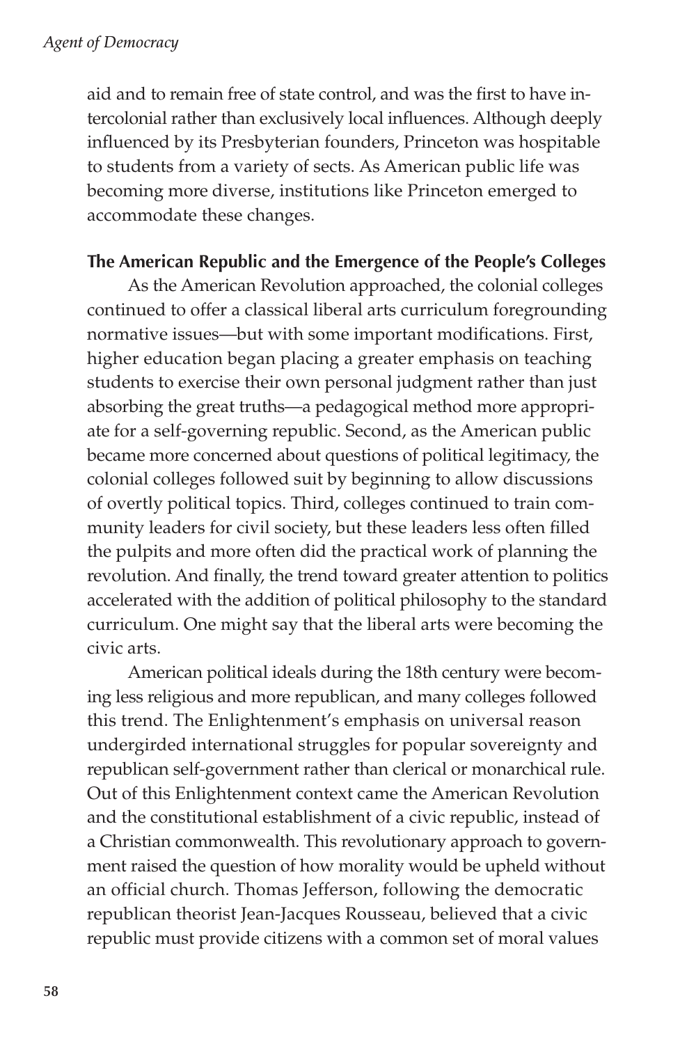aid and to remain free of state control, and was the first to have intercolonial rather than exclusively local influences. Although deeply influenced by its Presbyterian founders, Princeton was hospitable to students from a variety of sects. As American public life was becoming more diverse, institutions like Princeton emerged to accommodate these changes.

**The American Republic and the Emergence of the People's Colleges**

As the American Revolution approached, the colonial colleges continued to offer a classical liberal arts curriculum foregrounding normative issues—but with some important modifications. First, higher education began placing a greater emphasis on teaching students to exercise their own personal judgment rather than just absorbing the great truths—a pedagogical method more appropriate for a self-governing republic. Second, as the American public became more concerned about questions of political legitimacy, the colonial colleges followed suit by beginning to allow discussions of overtly political topics. Third, colleges continued to train community leaders for civil society, but these leaders less often filled the pulpits and more often did the practical work of planning the revolution. And finally, the trend toward greater attention to politics accelerated with the addition of political philosophy to the standard curriculum. One might say that the liberal arts were becoming the civic arts.

American political ideals during the 18th century were becoming less religious and more republican, and many colleges followed this trend. The Enlightenment's emphasis on universal reason undergirded international struggles for popular sovereignty and republican self-government rather than clerical or monarchical rule. Out of this Enlightenment context came the American Revolution and the constitutional establishment of a civic republic, instead of a Christian commonwealth. This revolutionary approach to government raised the question of how morality would be upheld without an official church. Thomas Jefferson, following the democratic republican theorist Jean-Jacques Rousseau, believed that a civic republic must provide citizens with a common set of moral values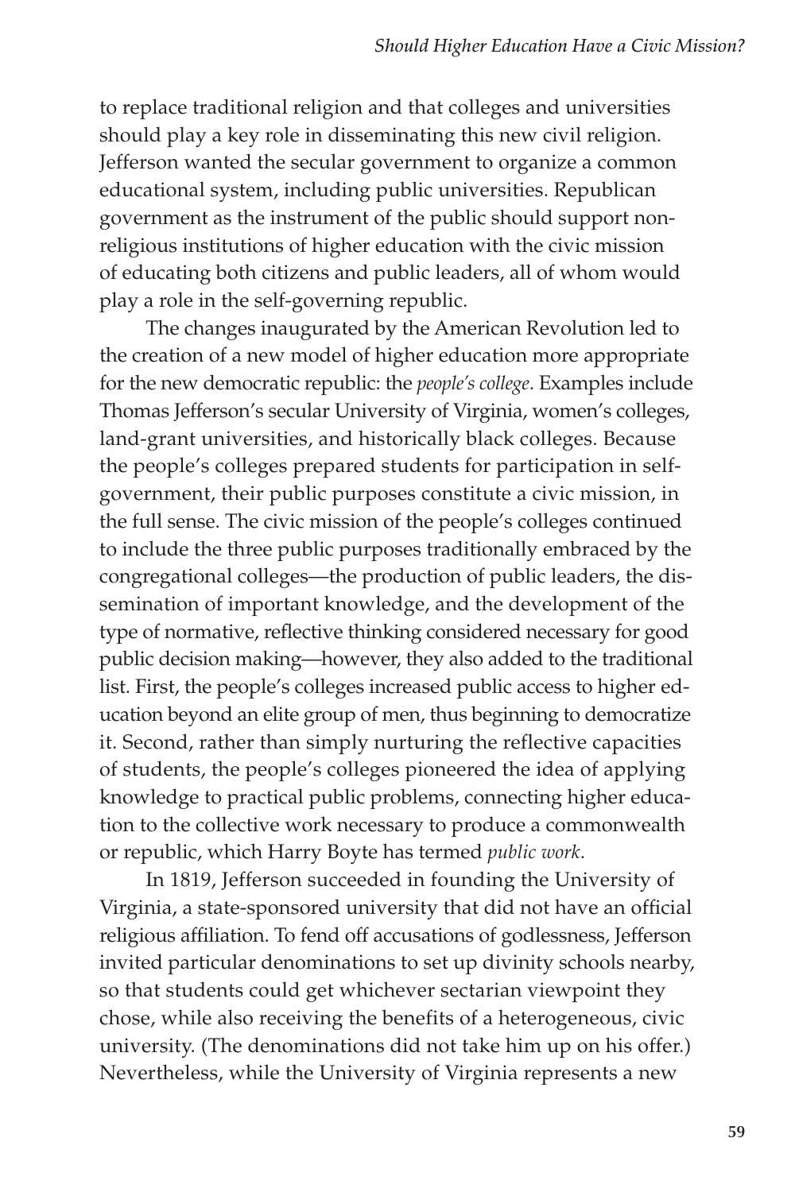to replace traditional religion and that colleges and universities should play a key role in disseminating this new civil religion. Jefferson wanted the secular government to organize a common educational system, including public universities. Republican government as the instrument of the public should support non-religious institutions of higher education with the civic mission of educating both citizens and public leaders, all of whom would play a role in the self-governing republic.

The changes inaugurated by the American Revolution led to the creation of a new model of higher education more appropriate for the new democratic republic: the *people's college*. Examples include Thomas Jefferson's secular University of Virginia, women's colleges, land-grant universities, and historically black colleges. Because the people's colleges prepared students for participation in self-government, their public purposes constitute a civic mission, in the full sense. The civic mission of the people's colleges continued to include the three public purposes traditionally embraced by the congregational colleges—the production of public leaders, the dissemination of important knowledge, and the development of the type of normative, reflective thinking considered necessary for good public decision making—however, they also added to the traditional list. First, the people's colleges increased public access to higher education beyond an elite group of men, thus beginning to democratize it. Second, rather than simply nurturing the reflective capacities of students, the people's colleges pioneered the idea of applying knowledge to practical public problems, connecting higher education to the collective work necessary to produce a commonwealth or republic, which Harry Boyte has termed *public work*.

In 1819, Jefferson succeeded in founding the University of Virginia, a state-sponsored university that did not have an official religious affiliation. To fend off accusations of godlessness, Jefferson invited particular denominations to set up divinity schools nearby, so that students could get whichever sectarian viewpoint they chose, while also receiving the benefits of a heterogeneous, civic university. (The denominations did not take him up on his offer.) Nevertheless, while the University of Virginia represents a new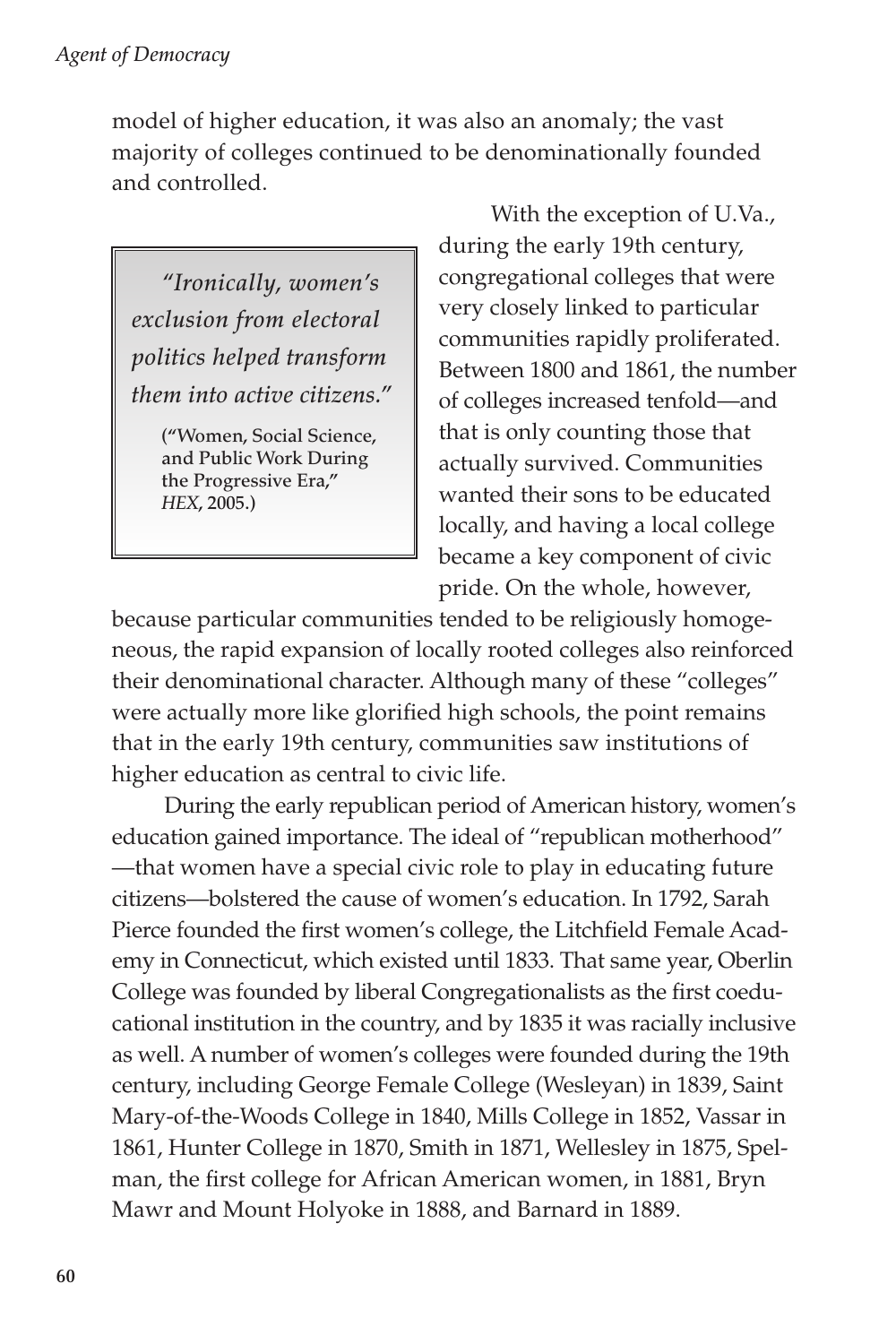model of higher education, it was also an anomaly; the vast majority of colleges continued to be denominationally founded and controlled.

> *"Ironically, women's exclusion from electoral politics helped transform them into active citizens."*
>
> **("Women, Social Science, and Public Work During the Progressive Era," *HEX*, 2005.)**

With the exception of U.Va., during the early 19th century, congregational colleges that were very closely linked to particular communities rapidly proliferated. Between 1800 and 1861, the number of colleges increased tenfold—and that is only counting those that actually survived. Communities wanted their sons to be educated locally, and having a local college became a key component of civic pride. On the whole, however, because particular communities tended to be religiously homogeneous, the rapid expansion of locally rooted colleges also reinforced their denominational character. Although many of these "colleges" were actually more like glorified high schools, the point remains that in the early 19th century, communities saw institutions of higher education as central to civic life.

During the early republican period of American history, women's education gained importance. The ideal of "republican motherhood" —that women have a special civic role to play in educating future citizens—bolstered the cause of women's education. In 1792, Sarah Pierce founded the first women's college, the Litchfield Female Academy in Connecticut, which existed until 1833. That same year, Oberlin College was founded by liberal Congregationalists as the first coeducational institution in the country, and by 1835 it was racially inclusive as well. A number of women's colleges were founded during the 19th century, including George Female College (Wesleyan) in 1839, Saint Mary-of-the-Woods College in 1840, Mills College in 1852, Vassar in 1861, Hunter College in 1870, Smith in 1871, Wellesley in 1875, Spelman, the first college for African American women, in 1881, Bryn Mawr and Mount Holyoke in 1888, and Barnard in 1889.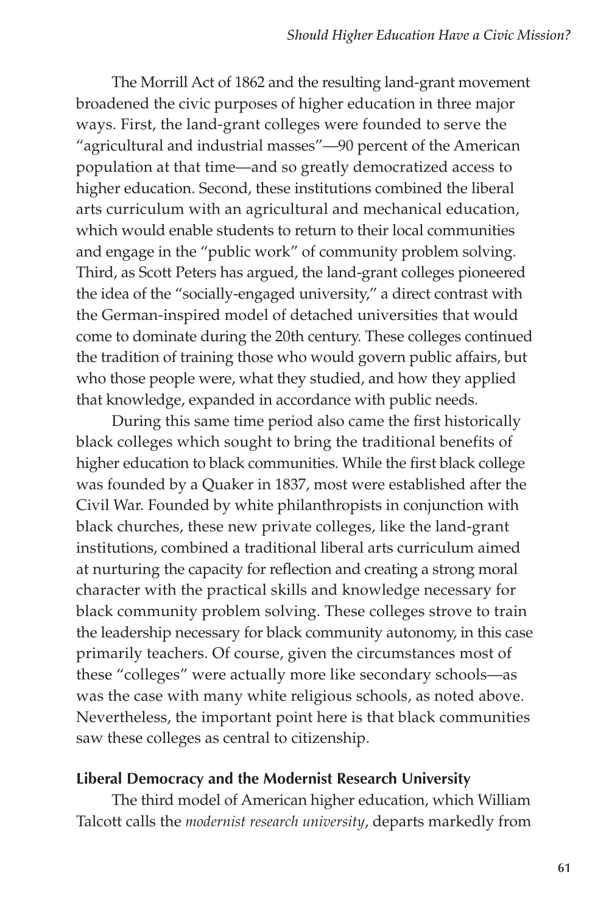The Morrill Act of 1862 and the resulting land-grant movement broadened the civic purposes of higher education in three major ways. First, the land-grant colleges were founded to serve the "agricultural and industrial masses"—90 percent of the American population at that time—and so greatly democratized access to higher education. Second, these institutions combined the liberal arts curriculum with an agricultural and mechanical education, which would enable students to return to their local communities and engage in the "public work" of community problem solving. Third, as Scott Peters has argued, the land-grant colleges pioneered the idea of the "socially-engaged university," a direct contrast with the German-inspired model of detached universities that would come to dominate during the 20th century. These colleges continued the tradition of training those who would govern public affairs, but who those people were, what they studied, and how they applied that knowledge, expanded in accordance with public needs.

During this same time period also came the first historically black colleges which sought to bring the traditional benefits of higher education to black communities. While the first black college was founded by a Quaker in 1837, most were established after the Civil War. Founded by white philanthropists in conjunction with black churches, these new private colleges, like the land-grant institutions, combined a traditional liberal arts curriculum aimed at nurturing the capacity for reflection and creating a strong moral character with the practical skills and knowledge necessary for black community problem solving. These colleges strove to train the leadership necessary for black community autonomy, in this case primarily teachers. Of course, given the circumstances most of these "colleges" were actually more like secondary schools—as was the case with many white religious schools, as noted above. Nevertheless, the important point here is that black communities saw these colleges as central to citizenship.

### Liberal Democracy and the Modernist Research University

The third model of American higher education, which William Talcott calls the *modernist research university*, departs markedly from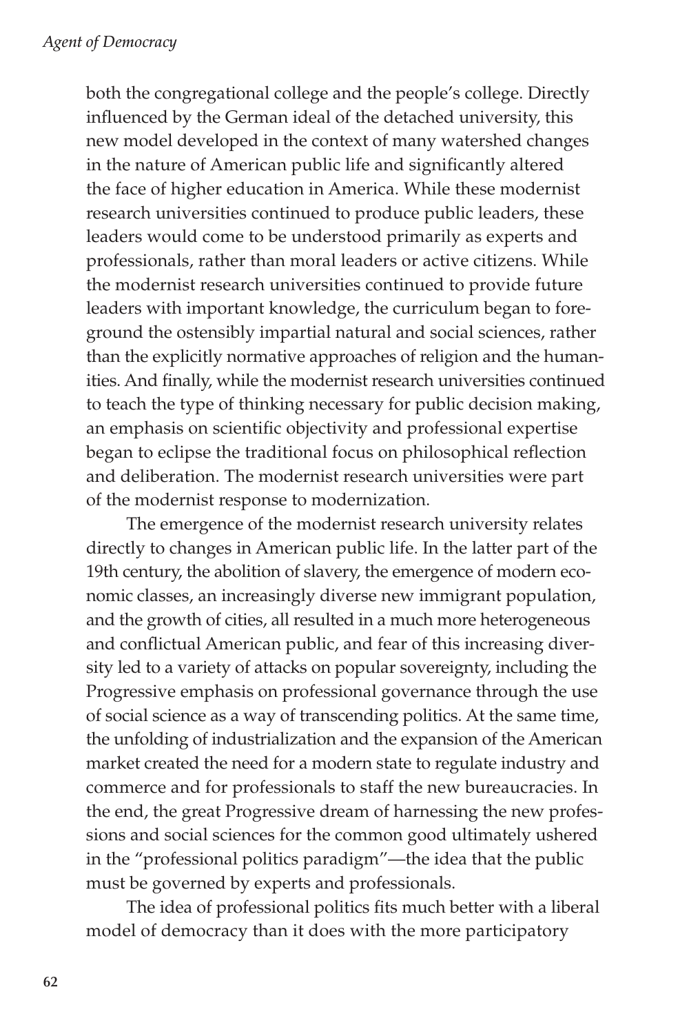both the congregational college and the people's college. Directly influenced by the German ideal of the detached university, this new model developed in the context of many watershed changes in the nature of American public life and significantly altered the face of higher education in America. While these modernist research universities continued to produce public leaders, these leaders would come to be understood primarily as experts and professionals, rather than moral leaders or active citizens. While the modernist research universities continued to provide future leaders with important knowledge, the curriculum began to foreground the ostensibly impartial natural and social sciences, rather than the explicitly normative approaches of religion and the humanities. And finally, while the modernist research universities continued to teach the type of thinking necessary for public decision making, an emphasis on scientific objectivity and professional expertise began to eclipse the traditional focus on philosophical reflection and deliberation. The modernist research universities were part of the modernist response to modernization.

The emergence of the modernist research university relates directly to changes in American public life. In the latter part of the 19th century, the abolition of slavery, the emergence of modern economic classes, an increasingly diverse new immigrant population, and the growth of cities, all resulted in a much more heterogeneous and conflictual American public, and fear of this increasing diversity led to a variety of attacks on popular sovereignty, including the Progressive emphasis on professional governance through the use of social science as a way of transcending politics. At the same time, the unfolding of industrialization and the expansion of the American market created the need for a modern state to regulate industry and commerce and for professionals to staff the new bureaucracies. In the end, the great Progressive dream of harnessing the new professions and social sciences for the common good ultimately ushered in the "professional politics paradigm"—the idea that the public must be governed by experts and professionals.

The idea of professional politics fits much better with a liberal model of democracy than it does with the more participatory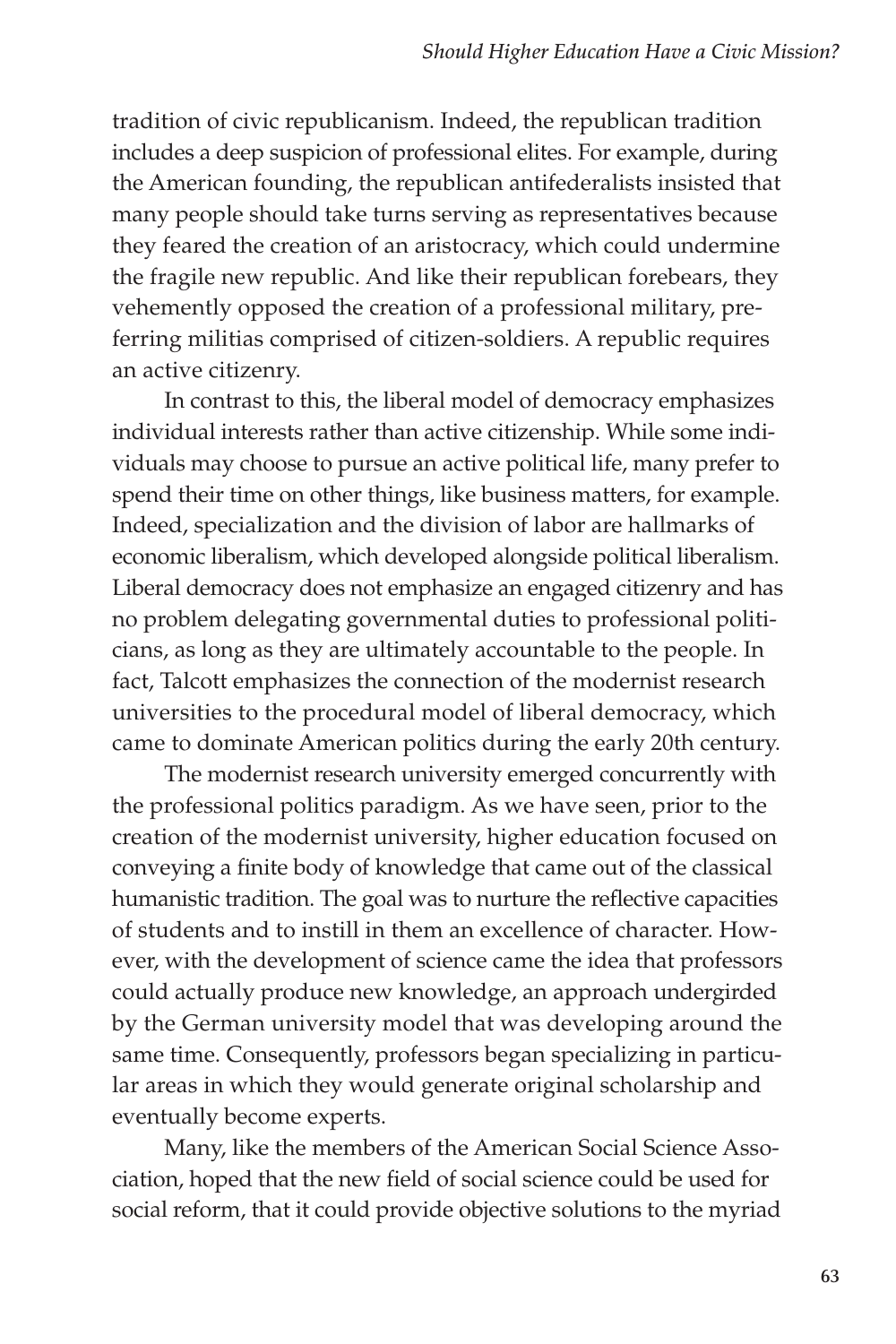tradition of civic republicanism. Indeed, the republican tradition includes a deep suspicion of professional elites. For example, during the American founding, the republican antifederalists insisted that many people should take turns serving as representatives because they feared the creation of an aristocracy, which could undermine the fragile new republic. And like their republican forebears, they vehemently opposed the creation of a professional military, preferring militias comprised of citizen-soldiers. A republic requires an active citizenry.

In contrast to this, the liberal model of democracy emphasizes individual interests rather than active citizenship. While some individuals may choose to pursue an active political life, many prefer to spend their time on other things, like business matters, for example. Indeed, specialization and the division of labor are hallmarks of economic liberalism, which developed alongside political liberalism. Liberal democracy does not emphasize an engaged citizenry and has no problem delegating governmental duties to professional politicians, as long as they are ultimately accountable to the people. In fact, Talcott emphasizes the connection of the modernist research universities to the procedural model of liberal democracy, which came to dominate American politics during the early 20th century.

The modernist research university emerged concurrently with the professional politics paradigm. As we have seen, prior to the creation of the modernist university, higher education focused on conveying a finite body of knowledge that came out of the classical humanistic tradition. The goal was to nurture the reflective capacities of students and to instill in them an excellence of character. However, with the development of science came the idea that professors could actually produce new knowledge, an approach undergirded by the German university model that was developing around the same time. Consequently, professors began specializing in particular areas in which they would generate original scholarship and eventually become experts.

Many, like the members of the American Social Science Association, hoped that the new field of social science could be used for social reform, that it could provide objective solutions to the myriad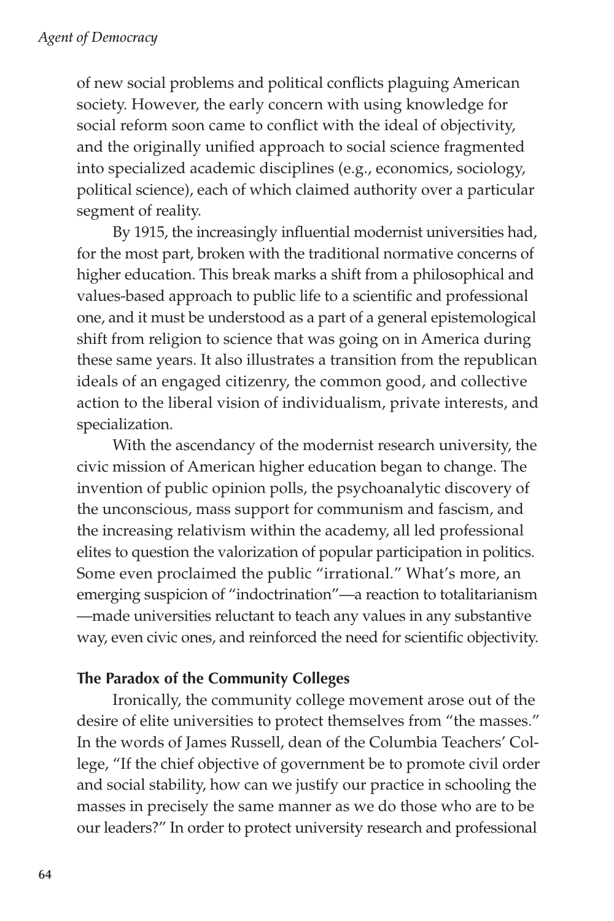of new social problems and political conflicts plaguing American society. However, the early concern with using knowledge for social reform soon came to conflict with the ideal of objectivity, and the originally unified approach to social science fragmented into specialized academic disciplines (e.g., economics, sociology, political science), each of which claimed authority over a particular segment of reality.

By 1915, the increasingly influential modernist universities had, for the most part, broken with the traditional normative concerns of higher education. This break marks a shift from a philosophical and values-based approach to public life to a scientific and professional one, and it must be understood as a part of a general epistemological shift from religion to science that was going on in America during these same years. It also illustrates a transition from the republican ideals of an engaged citizenry, the common good, and collective action to the liberal vision of individualism, private interests, and specialization.

With the ascendancy of the modernist research university, the civic mission of American higher education began to change. The invention of public opinion polls, the psychoanalytic discovery of the unconscious, mass support for communism and fascism, and the increasing relativism within the academy, all led professional elites to question the valorization of popular participation in politics. Some even proclaimed the public "irrational." What's more, an emerging suspicion of "indoctrination"—a reaction to totalitarianism—made universities reluctant to teach any values in any substantive way, even civic ones, and reinforced the need for scientific objectivity.

**The Paradox of the Community Colleges**

Ironically, the community college movement arose out of the desire of elite universities to protect themselves from "the masses." In the words of James Russell, dean of the Columbia Teachers' College, "If the chief objective of government be to promote civil order and social stability, how can we justify our practice in schooling the masses in precisely the same manner as we do those who are to be our leaders?" In order to protect university research and professional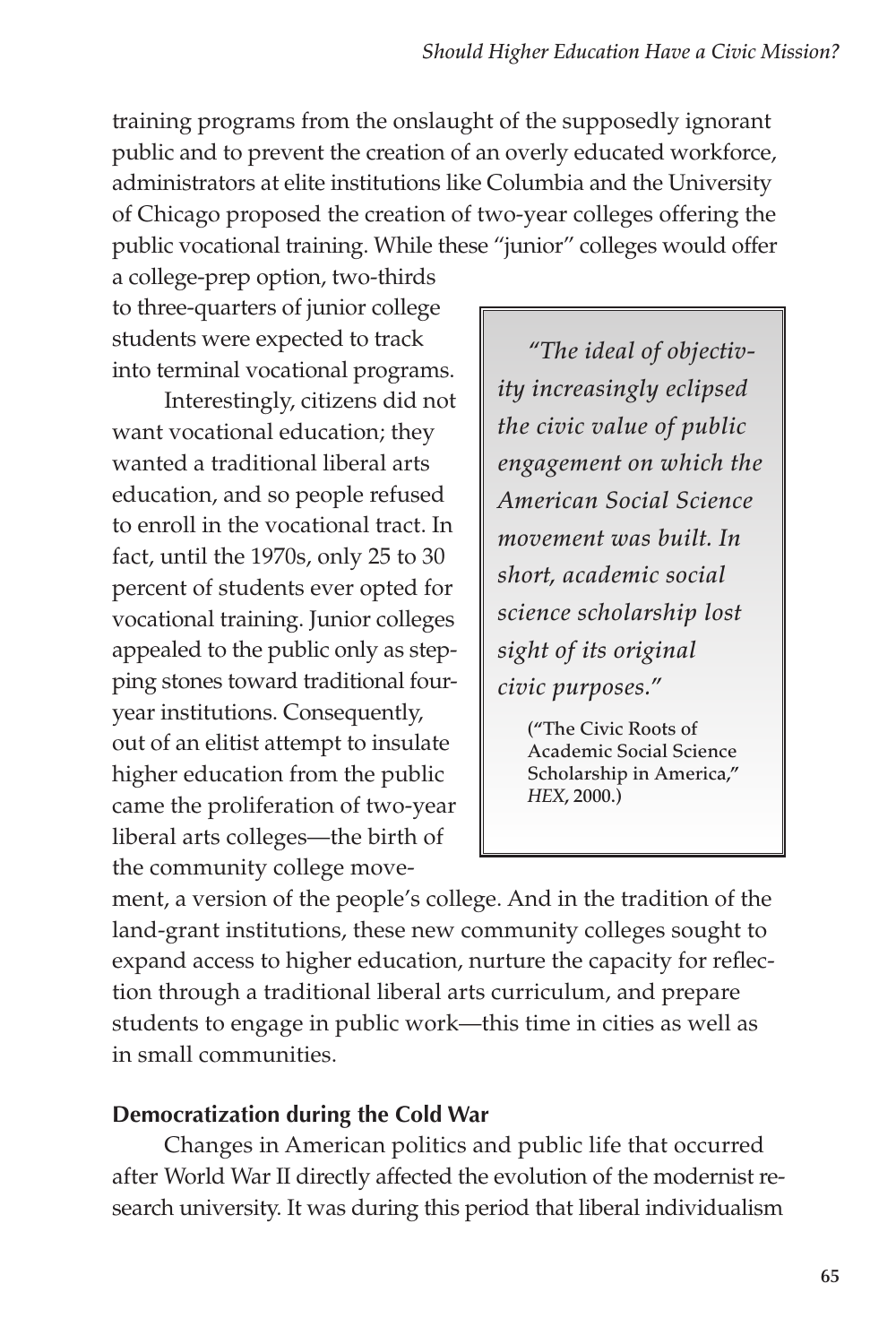training programs from the onslaught of the supposedly ignorant public and to prevent the creation of an overly educated workforce, administrators at elite institutions like Columbia and the University of Chicago proposed the creation of two-year colleges offering the public vocational training. While these "junior" colleges would offer a college-prep option, two-thirds to three-quarters of junior college students were expected to track into terminal vocational programs.

Interestingly, citizens did not want vocational education; they wanted a traditional liberal arts education, and so people refused to enroll in the vocational tract. In fact, until the 1970s, only 25 to 30 percent of students ever opted for vocational training. Junior colleges appealed to the public only as stepping stones toward traditional four-year institutions. Consequently, out of an elitist attempt to insulate higher education from the public came the proliferation of two-year liberal arts colleges—the birth of the community college movement, a version of the people's college. And in the tradition of the land-grant institutions, these new community colleges sought to expand access to higher education, nurture the capacity for reflection through a traditional liberal arts curriculum, and prepare students to engage in public work—this time in cities as well as in small communities.

> *"The ideal of objectivity increasingly eclipsed the civic value of public engagement on which the American Social Science movement was built. In short, academic social science scholarship lost sight of its original civic purposes."*
>
> ("The Civic Roots of Academic Social Science Scholarship in America," *HEX*, 2000.)

**Democratization during the Cold War**

Changes in American politics and public life that occurred after World War II directly affected the evolution of the modernist research university. It was during this period that liberal individualism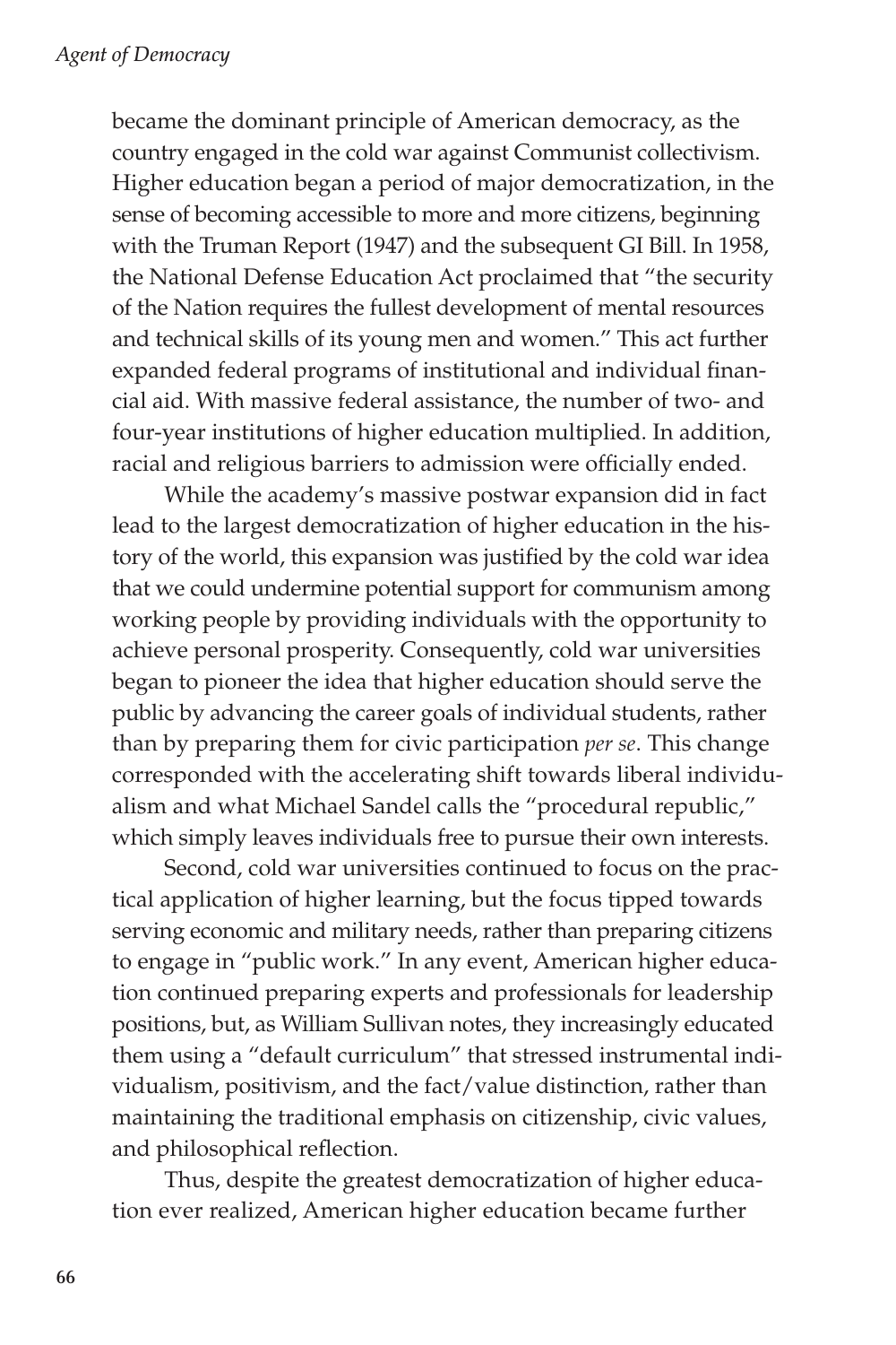became the dominant principle of American democracy, as the country engaged in the cold war against Communist collectivism. Higher education began a period of major democratization, in the sense of becoming accessible to more and more citizens, beginning with the Truman Report (1947) and the subsequent GI Bill. In 1958, the National Defense Education Act proclaimed that "the security of the Nation requires the fullest development of mental resources and technical skills of its young men and women." This act further expanded federal programs of institutional and individual financial aid. With massive federal assistance, the number of two- and four-year institutions of higher education multiplied. In addition, racial and religious barriers to admission were officially ended.

While the academy's massive postwar expansion did in fact lead to the largest democratization of higher education in the history of the world, this expansion was justified by the cold war idea that we could undermine potential support for communism among working people by providing individuals with the opportunity to achieve personal prosperity. Consequently, cold war universities began to pioneer the idea that higher education should serve the public by advancing the career goals of individual students, rather than by preparing them for civic participation *per se*. This change corresponded with the accelerating shift towards liberal individualism and what Michael Sandel calls the "procedural republic," which simply leaves individuals free to pursue their own interests.

Second, cold war universities continued to focus on the practical application of higher learning, but the focus tipped towards serving economic and military needs, rather than preparing citizens to engage in "public work." In any event, American higher education continued preparing experts and professionals for leadership positions, but, as William Sullivan notes, they increasingly educated them using a "default curriculum" that stressed instrumental individualism, positivism, and the fact/value distinction, rather than maintaining the traditional emphasis on citizenship, civic values, and philosophical reflection.

Thus, despite the greatest democratization of higher education ever realized, American higher education became further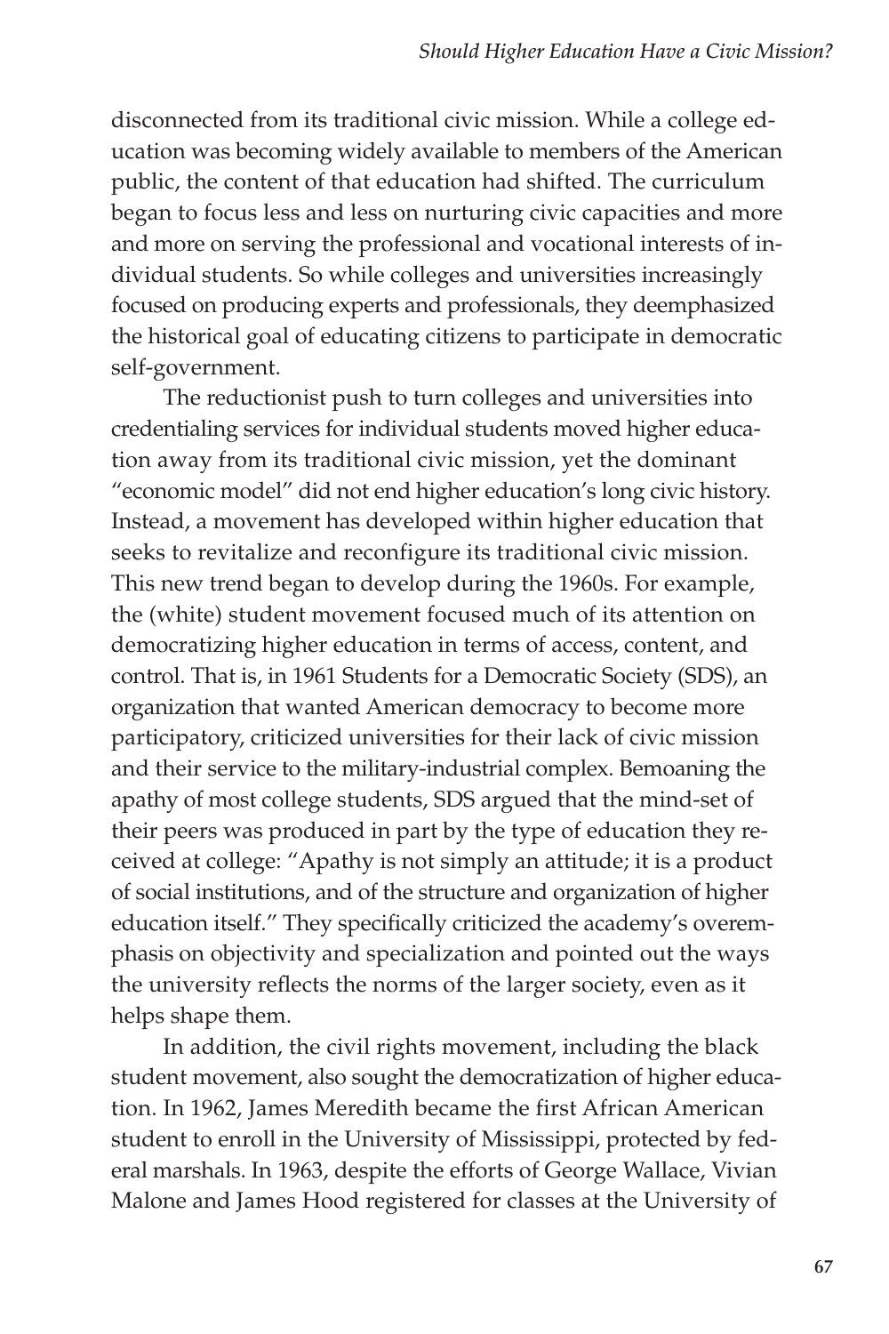disconnected from its traditional civic mission. While a college education was becoming widely available to members of the American public, the content of that education had shifted. The curriculum began to focus less and less on nurturing civic capacities and more and more on serving the professional and vocational interests of individual students. So while colleges and universities increasingly focused on producing experts and professionals, they deemphasized the historical goal of educating citizens to participate in democratic self-government.

The reductionist push to turn colleges and universities into credentialing services for individual students moved higher education away from its traditional civic mission, yet the dominant "economic model" did not end higher education's long civic history. Instead, a movement has developed within higher education that seeks to revitalize and reconfigure its traditional civic mission. This new trend began to develop during the 1960s. For example, the (white) student movement focused much of its attention on democratizing higher education in terms of access, content, and control. That is, in 1961 Students for a Democratic Society (SDS), an organization that wanted American democracy to become more participatory, criticized universities for their lack of civic mission and their service to the military-industrial complex. Bemoaning the apathy of most college students, SDS argued that the mind-set of their peers was produced in part by the type of education they received at college: "Apathy is not simply an attitude; it is a product of social institutions, and of the structure and organization of higher education itself." They specifically criticized the academy's overemphasis on objectivity and specialization and pointed out the ways the university reflects the norms of the larger society, even as it helps shape them.

In addition, the civil rights movement, including the black student movement, also sought the democratization of higher education. In 1962, James Meredith became the first African American student to enroll in the University of Mississippi, protected by federal marshals. In 1963, despite the efforts of George Wallace, Vivian Malone and James Hood registered for classes at the University of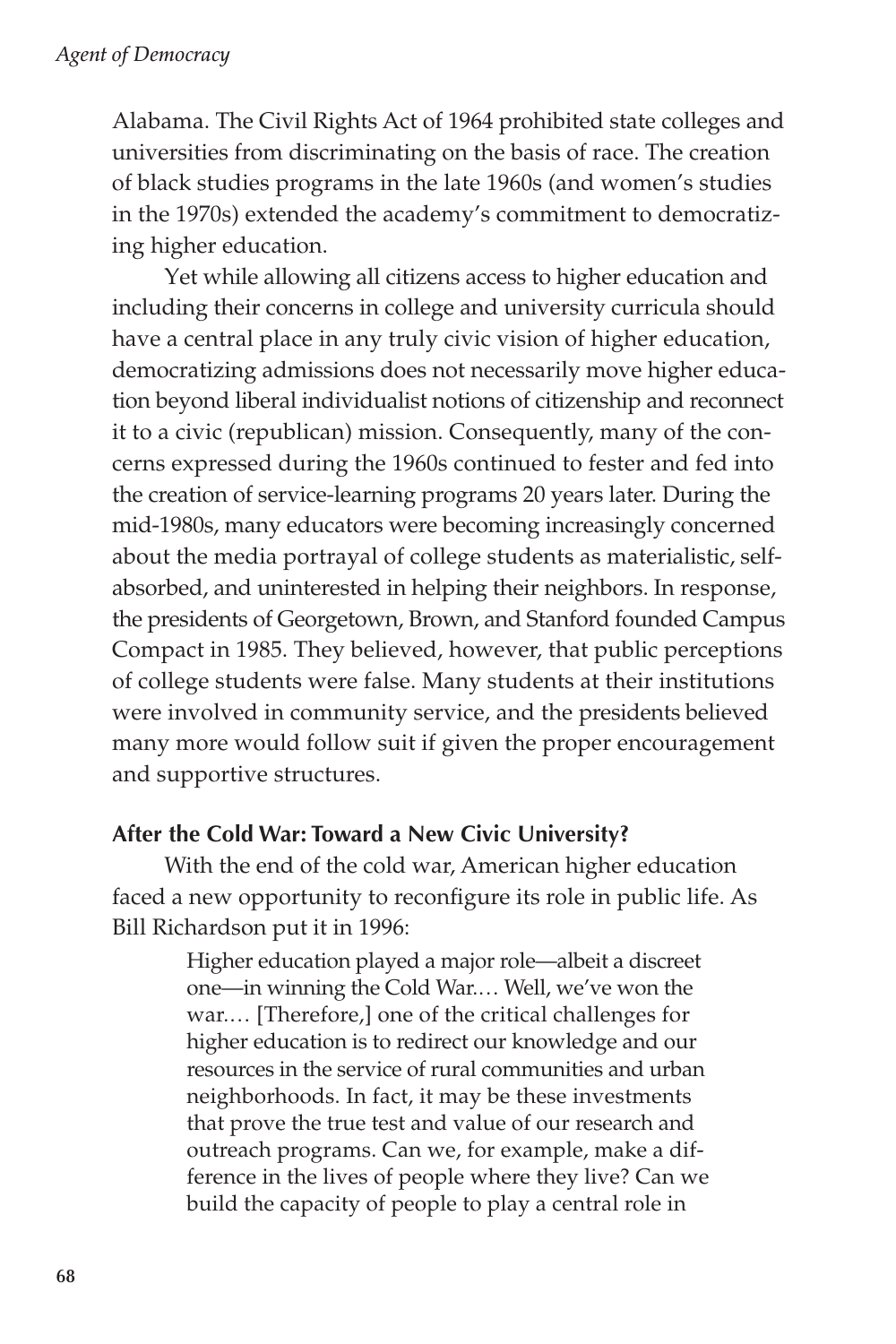Alabama. The Civil Rights Act of 1964 prohibited state colleges and universities from discriminating on the basis of race. The creation of black studies programs in the late 1960s (and women's studies in the 1970s) extended the academy's commitment to democratizing higher education.

Yet while allowing all citizens access to higher education and including their concerns in college and university curricula should have a central place in any truly civic vision of higher education, democratizing admissions does not necessarily move higher education beyond liberal individualist notions of citizenship and reconnect it to a civic (republican) mission. Consequently, many of the concerns expressed during the 1960s continued to fester and fed into the creation of service-learning programs 20 years later. During the mid-1980s, many educators were becoming increasingly concerned about the media portrayal of college students as materialistic, self-absorbed, and uninterested in helping their neighbors. In response, the presidents of Georgetown, Brown, and Stanford founded Campus Compact in 1985. They believed, however, that public perceptions of college students were false. Many students at their institutions were involved in community service, and the presidents believed many more would follow suit if given the proper encouragement and supportive structures.

### After the Cold War: Toward a New Civic University?

With the end of the cold war, American higher education faced a new opportunity to reconfigure its role in public life. As Bill Richardson put it in 1996:

> Higher education played a major role—albeit a discreet one—in winning the Cold War.… Well, we've won the war.… [Therefore,] one of the critical challenges for higher education is to redirect our knowledge and our resources in the service of rural communities and urban neighborhoods. In fact, it may be these investments that prove the true test and value of our research and outreach programs. Can we, for example, make a difference in the lives of people where they live? Can we build the capacity of people to play a central role in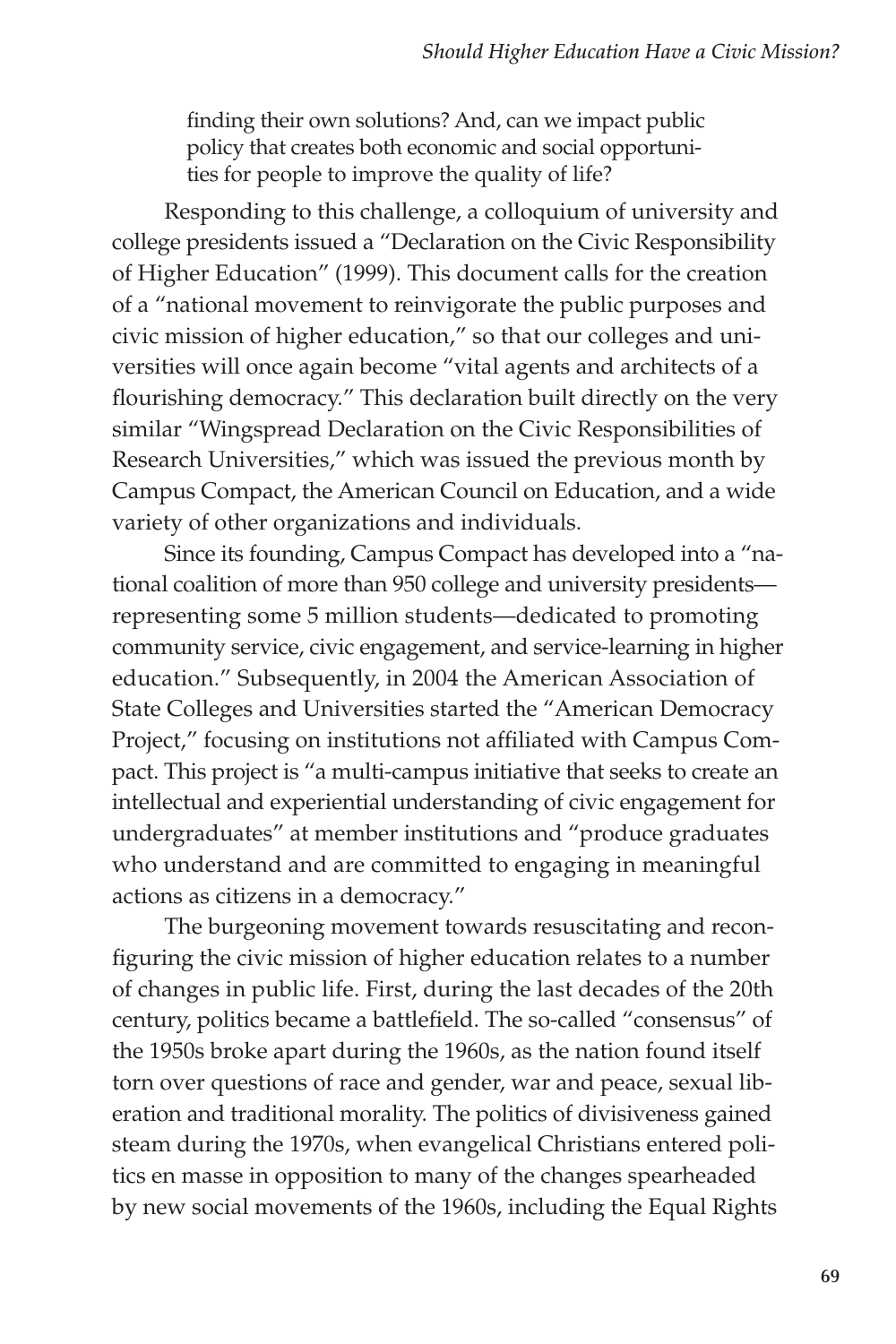> finding their own solutions? And, can we impact public policy that creates both economic and social opportunities for people to improve the quality of life?

Responding to this challenge, a colloquium of university and college presidents issued a "Declaration on the Civic Responsibility of Higher Education" (1999). This document calls for the creation of a "national movement to reinvigorate the public purposes and civic mission of higher education," so that our colleges and universities will once again become "vital agents and architects of a flourishing democracy." This declaration built directly on the very similar "Wingspread Declaration on the Civic Responsibilities of Research Universities," which was issued the previous month by Campus Compact, the American Council on Education, and a wide variety of other organizations and individuals.

Since its founding, Campus Compact has developed into a "national coalition of more than 950 college and university presidents—representing some 5 million students—dedicated to promoting community service, civic engagement, and service-learning in higher education." Subsequently, in 2004 the American Association of State Colleges and Universities started the "American Democracy Project," focusing on institutions not affiliated with Campus Compact. This project is "a multi-campus initiative that seeks to create an intellectual and experiential understanding of civic engagement for undergraduates" at member institutions and "produce graduates who understand and are committed to engaging in meaningful actions as citizens in a democracy."

The burgeoning movement towards resuscitating and reconfiguring the civic mission of higher education relates to a number of changes in public life. First, during the last decades of the 20th century, politics became a battlefield. The so-called "consensus" of the 1950s broke apart during the 1960s, as the nation found itself torn over questions of race and gender, war and peace, sexual liberation and traditional morality. The politics of divisiveness gained steam during the 1970s, when evangelical Christians entered politics en masse in opposition to many of the changes spearheaded by new social movements of the 1960s, including the Equal Rights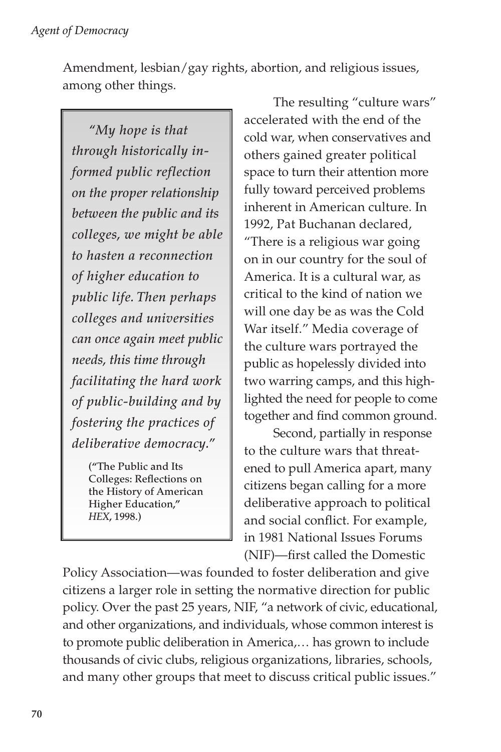Amendment, lesbian/gay rights, abortion, and religious issues, among other things.

> *"My hope is that through historically informed public reflection on the proper relationship between the public and its colleges, we might be able to hasten a reconnection of higher education to public life. Then perhaps colleges and universities can once again meet public needs, this time through facilitating the hard work of public-building and by fostering the practices of deliberative democracy."*
>
> **("The Public and Its Colleges: Reflections on the History of American Higher Education,"** ***HEX*****, 1998.)**

The resulting "culture wars" accelerated with the end of the cold war, when conservatives and others gained greater political space to turn their attention more fully toward perceived problems inherent in American culture. In 1992, Pat Buchanan declared, "There is a religious war going on in our country for the soul of America. It is a cultural war, as critical to the kind of nation we will one day be as was the Cold War itself." Media coverage of the culture wars portrayed the public as hopelessly divided into two warring camps, and this highlighted the need for people to come together and find common ground.

Second, partially in response to the culture wars that threatened to pull America apart, many citizens began calling for a more deliberative approach to political and social conflict. For example, in 1981 National Issues Forums (NIF)—first called the Domestic Policy Association—was founded to foster deliberation and give citizens a larger role in setting the normative direction for public policy. Over the past 25 years, NIF, "a network of civic, educational, and other organizations, and individuals, whose common interest is to promote public deliberation in America,… has grown to include thousands of civic clubs, religious organizations, libraries, schools, and many other groups that meet to discuss critical public issues."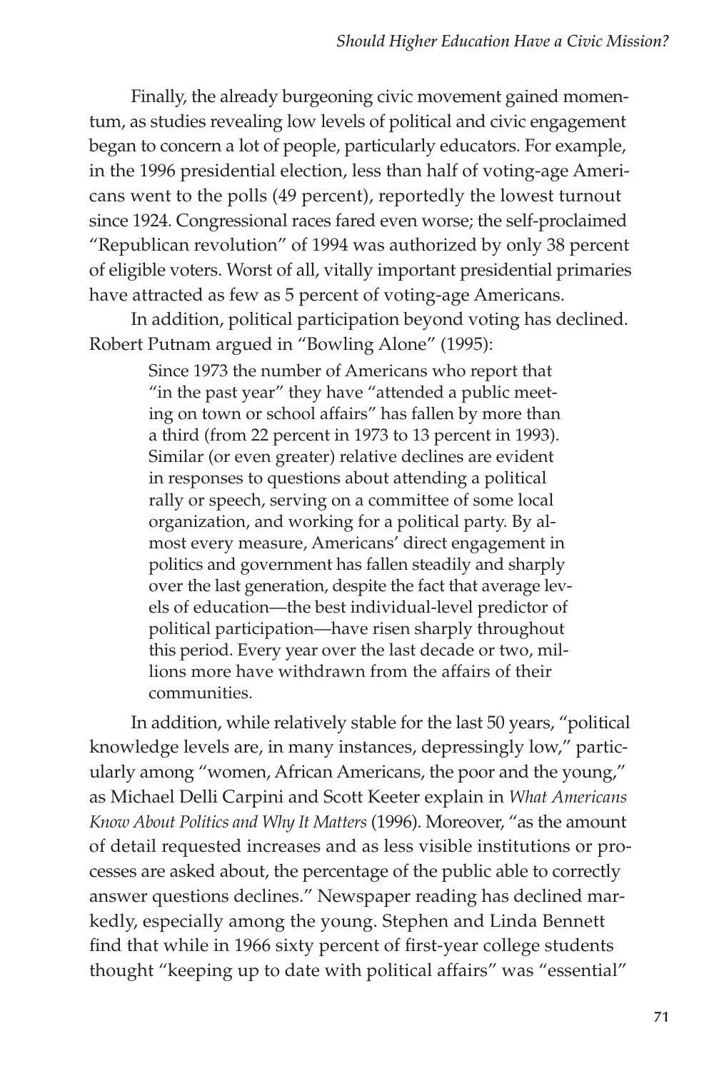Finally, the already burgeoning civic movement gained momentum, as studies revealing low levels of political and civic engagement began to concern a lot of people, particularly educators. For example, in the 1996 presidential election, less than half of voting-age Americans went to the polls (49 percent), reportedly the lowest turnout since 1924. Congressional races fared even worse; the self-proclaimed "Republican revolution" of 1994 was authorized by only 38 percent of eligible voters. Worst of all, vitally important presidential primaries have attracted as few as 5 percent of voting-age Americans.

In addition, political participation beyond voting has declined. Robert Putnam argued in "Bowling Alone" (1995):

> Since 1973 the number of Americans who report that "in the past year" they have "attended a public meeting on town or school affairs" has fallen by more than a third (from 22 percent in 1973 to 13 percent in 1993). Similar (or even greater) relative declines are evident in responses to questions about attending a political rally or speech, serving on a committee of some local organization, and working for a political party. By almost every measure, Americans' direct engagement in politics and government has fallen steadily and sharply over the last generation, despite the fact that average levels of education—the best individual-level predictor of political participation—have risen sharply throughout this period. Every year over the last decade or two, millions more have withdrawn from the affairs of their communities.

In addition, while relatively stable for the last 50 years, "political knowledge levels are, in many instances, depressingly low," particularly among "women, African Americans, the poor and the young," as Michael Delli Carpini and Scott Keeter explain in *What Americans Know About Politics and Why It Matters* (1996). Moreover, "as the amount of detail requested increases and as less visible institutions or processes are asked about, the percentage of the public able to correctly answer questions declines." Newspaper reading has declined markedly, especially among the young. Stephen and Linda Bennett find that while in 1966 sixty percent of first-year college students thought "keeping up to date with political affairs" was "essential"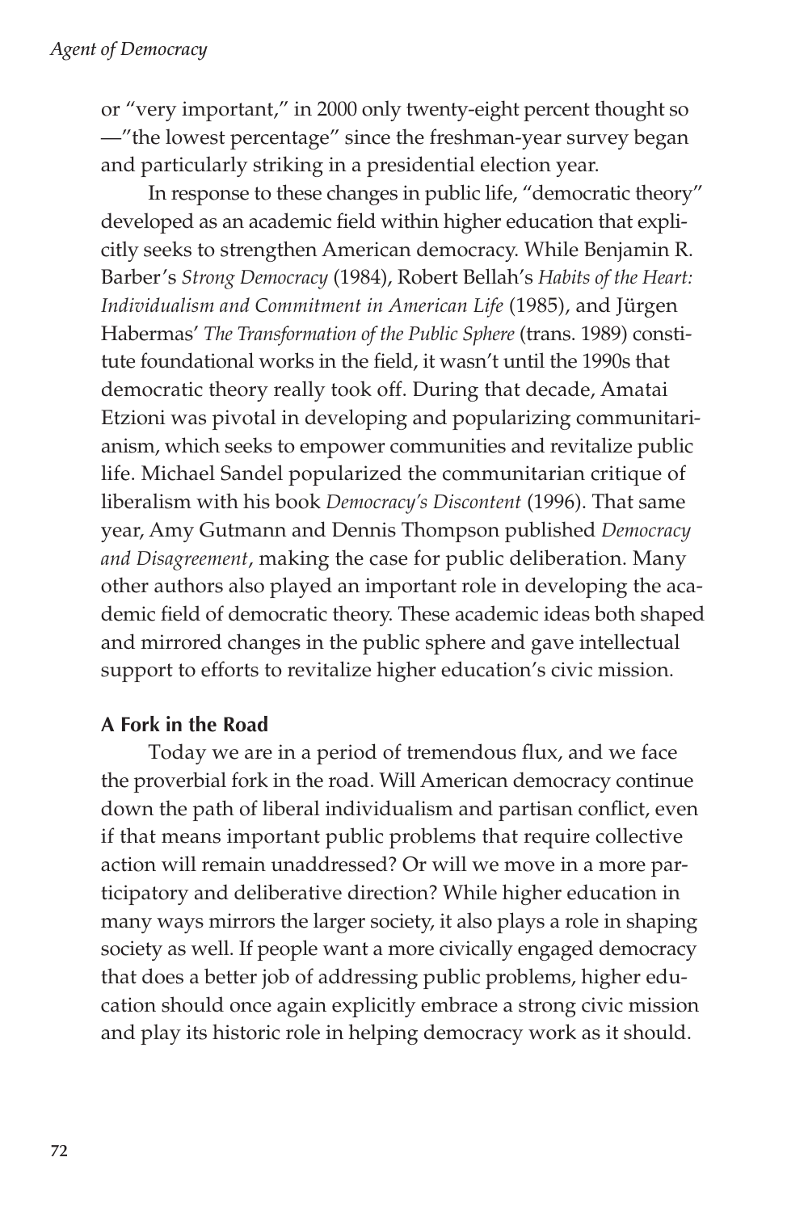or "very important," in 2000 only twenty-eight percent thought so —"the lowest percentage" since the freshman-year survey began and particularly striking in a presidential election year.

In response to these changes in public life, "democratic theory" developed as an academic field within higher education that explicitly seeks to strengthen American democracy. While Benjamin R. Barber's *Strong Democracy* (1984), Robert Bellah's *Habits of the Heart: Individualism and Commitment in American Life* (1985), and Jürgen Habermas' *The Transformation of the Public Sphere* (trans. 1989) constitute foundational works in the field, it wasn't until the 1990s that democratic theory really took off. During that decade, Amatai Etzioni was pivotal in developing and popularizing communitarianism, which seeks to empower communities and revitalize public life. Michael Sandel popularized the communitarian critique of liberalism with his book *Democracy's Discontent* (1996). That same year, Amy Gutmann and Dennis Thompson published *Democracy and Disagreement*, making the case for public deliberation. Many other authors also played an important role in developing the academic field of democratic theory. These academic ideas both shaped and mirrored changes in the public sphere and gave intellectual support to efforts to revitalize higher education's civic mission.

**A Fork in the Road**

Today we are in a period of tremendous flux, and we face the proverbial fork in the road. Will American democracy continue down the path of liberal individualism and partisan conflict, even if that means important public problems that require collective action will remain unaddressed? Or will we move in a more participatory and deliberative direction? While higher education in many ways mirrors the larger society, it also plays a role in shaping society as well. If people want a more civically engaged democracy that does a better job of addressing public problems, higher education should once again explicitly embrace a strong civic mission and play its historic role in helping democracy work as it should.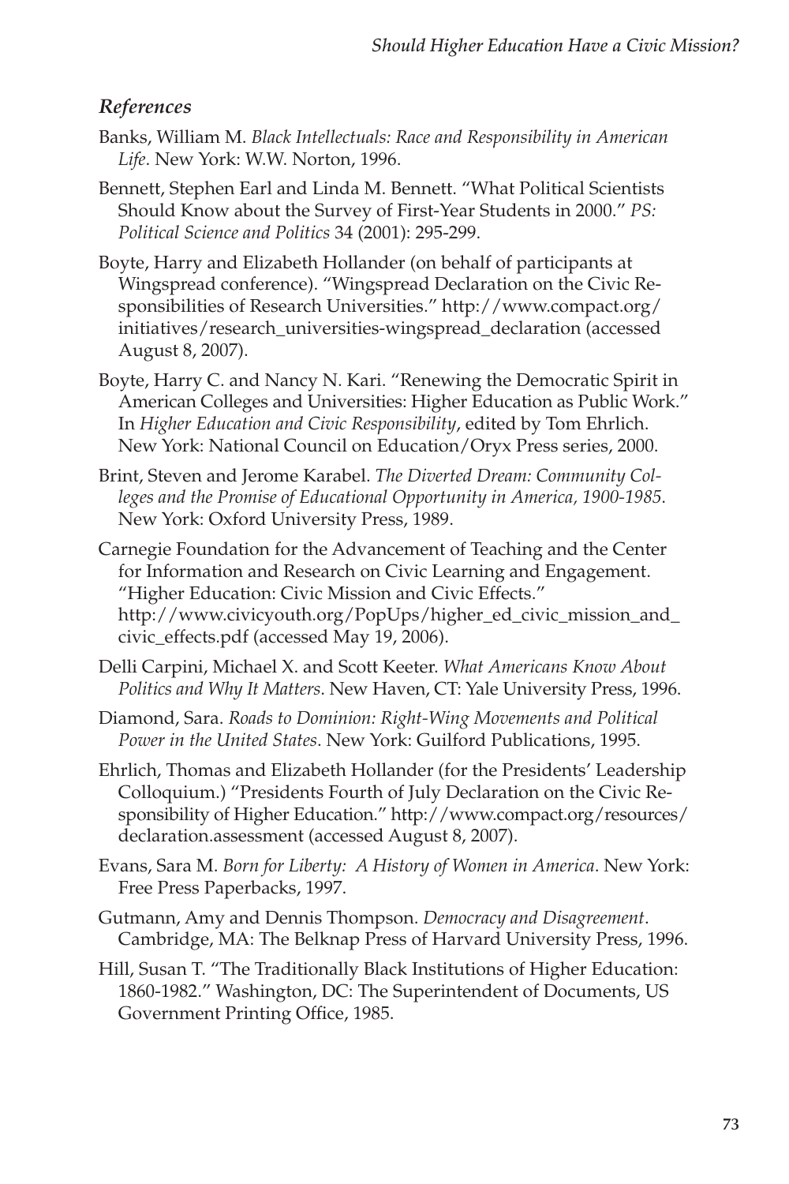### *References*

Banks, William M. *Black Intellectuals: Race and Responsibility in American Life*. New York: W.W. Norton, 1996.

Bennett, Stephen Earl and Linda M. Bennett. "What Political Scientists Should Know about the Survey of First-Year Students in 2000." *PS: Political Science and Politics* 34 (2001): 295-299.

Boyte, Harry and Elizabeth Hollander (on behalf of participants at Wingspread conference). "Wingspread Declaration on the Civic Responsibilities of Research Universities." http://www.compact.org/initiatives/research_universities-wingspread_declaration (accessed August 8, 2007).

Boyte, Harry C. and Nancy N. Kari. "Renewing the Democratic Spirit in American Colleges and Universities: Higher Education as Public Work." In *Higher Education and Civic Responsibility*, edited by Tom Ehrlich. New York: National Council on Education/Oryx Press series, 2000.

Brint, Steven and Jerome Karabel. *The Diverted Dream: Community Colleges and the Promise of Educational Opportunity in America, 1900-1985*. New York: Oxford University Press, 1989.

Carnegie Foundation for the Advancement of Teaching and the Center for Information and Research on Civic Learning and Engagement. "Higher Education: Civic Mission and Civic Effects." http://www.civicyouth.org/PopUps/higher_ed_civic_mission_and_civic_effects.pdf (accessed May 19, 2006).

Delli Carpini, Michael X. and Scott Keeter. *What Americans Know About Politics and Why It Matters*. New Haven, CT: Yale University Press, 1996.

Diamond, Sara. *Roads to Dominion: Right-Wing Movements and Political Power in the United States*. New York: Guilford Publications, 1995.

Ehrlich, Thomas and Elizabeth Hollander (for the Presidents' Leadership Colloquium.) "Presidents Fourth of July Declaration on the Civic Responsibility of Higher Education." http://www.compact.org/resources/declaration.assessment (accessed August 8, 2007).

Evans, Sara M. *Born for Liberty: A History of Women in America*. New York: Free Press Paperbacks, 1997.

Gutmann, Amy and Dennis Thompson. *Democracy and Disagreement*. Cambridge, MA: The Belknap Press of Harvard University Press, 1996.

Hill, Susan T. "The Traditionally Black Institutions of Higher Education: 1860-1982." Washington, DC: The Superintendent of Documents, US Government Printing Office, 1985.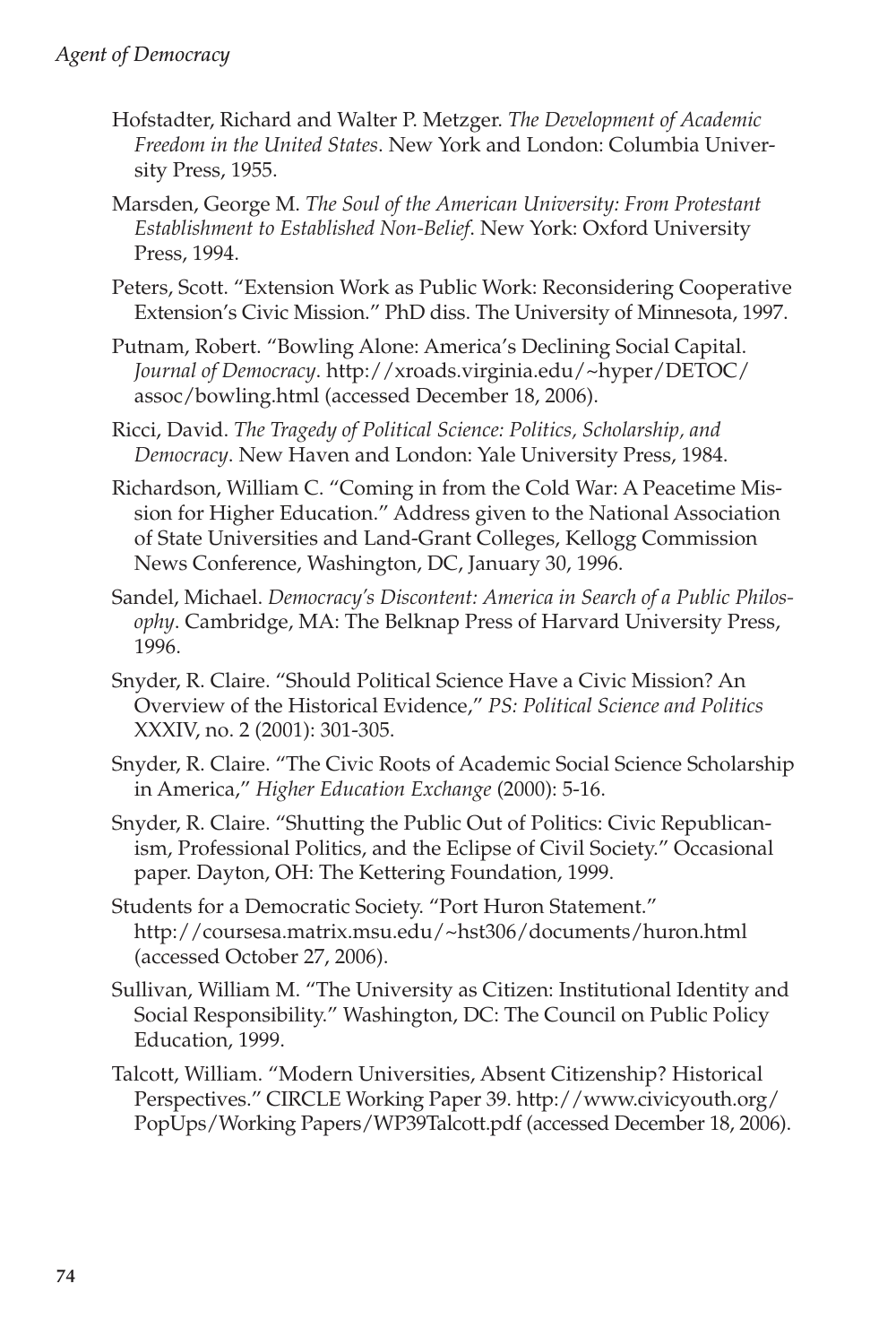Hofstadter, Richard and Walter P. Metzger. *The Development of Academic Freedom in the United States*. New York and London: Columbia University Press, 1955.

Marsden, George M. *The Soul of the American University: From Protestant Establishment to Established Non-Belief*. New York: Oxford University Press, 1994.

Peters, Scott. "Extension Work as Public Work: Reconsidering Cooperative Extension's Civic Mission." PhD diss. The University of Minnesota, 1997.

Putnam, Robert. "Bowling Alone: America's Declining Social Capital. *Journal of Democracy*. http://xroads.virginia.edu/~hyper/DETOC/assoc/bowling.html (accessed December 18, 2006).

Ricci, David. *The Tragedy of Political Science: Politics, Scholarship, and Democracy*. New Haven and London: Yale University Press, 1984.

Richardson, William C. "Coming in from the Cold War: A Peacetime Mission for Higher Education." Address given to the National Association of State Universities and Land-Grant Colleges, Kellogg Commission News Conference, Washington, DC, January 30, 1996.

Sandel, Michael. *Democracy's Discontent: America in Search of a Public Philosophy*. Cambridge, MA: The Belknap Press of Harvard University Press, 1996.

Snyder, R. Claire. "Should Political Science Have a Civic Mission? An Overview of the Historical Evidence," *PS: Political Science and Politics* XXXIV, no. 2 (2001): 301-305.

Snyder, R. Claire. "The Civic Roots of Academic Social Science Scholarship in America," *Higher Education Exchange* (2000): 5-16.

Snyder, R. Claire. "Shutting the Public Out of Politics: Civic Republicanism, Professional Politics, and the Eclipse of Civil Society." Occasional paper. Dayton, OH: The Kettering Foundation, 1999.

Students for a Democratic Society. "Port Huron Statement." http://coursesa.matrix.msu.edu/~hst306/documents/huron.html (accessed October 27, 2006).

Sullivan, William M. "The University as Citizen: Institutional Identity and Social Responsibility." Washington, DC: The Council on Public Policy Education, 1999.

Talcott, William. "Modern Universities, Absent Citizenship? Historical Perspectives." CIRCLE Working Paper 39. http://www.civicyouth.org/PopUps/Working Papers/WP39Talcott.pdf (accessed December 18, 2006).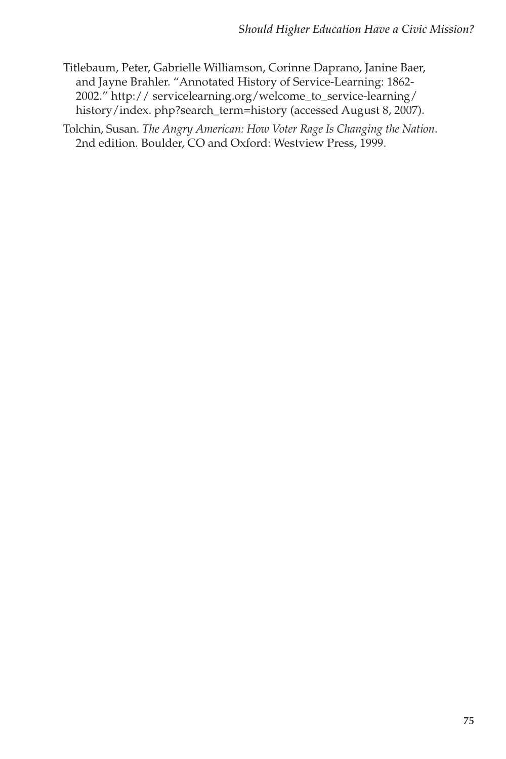Titlebaum, Peter, Gabrielle Williamson, Corinne Daprano, Janine Baer, and Jayne Brahler. "Annotated History of Service-Learning: 1862-2002." http:// servicelearning.org/welcome_to_service-learning/ history/index. php?search_term=history (accessed August 8, 2007).

Tolchin, Susan. *The Angry American: How Voter Rage Is Changing the Nation*. 2nd edition. Boulder, CO and Oxford: Westview Press, 1999.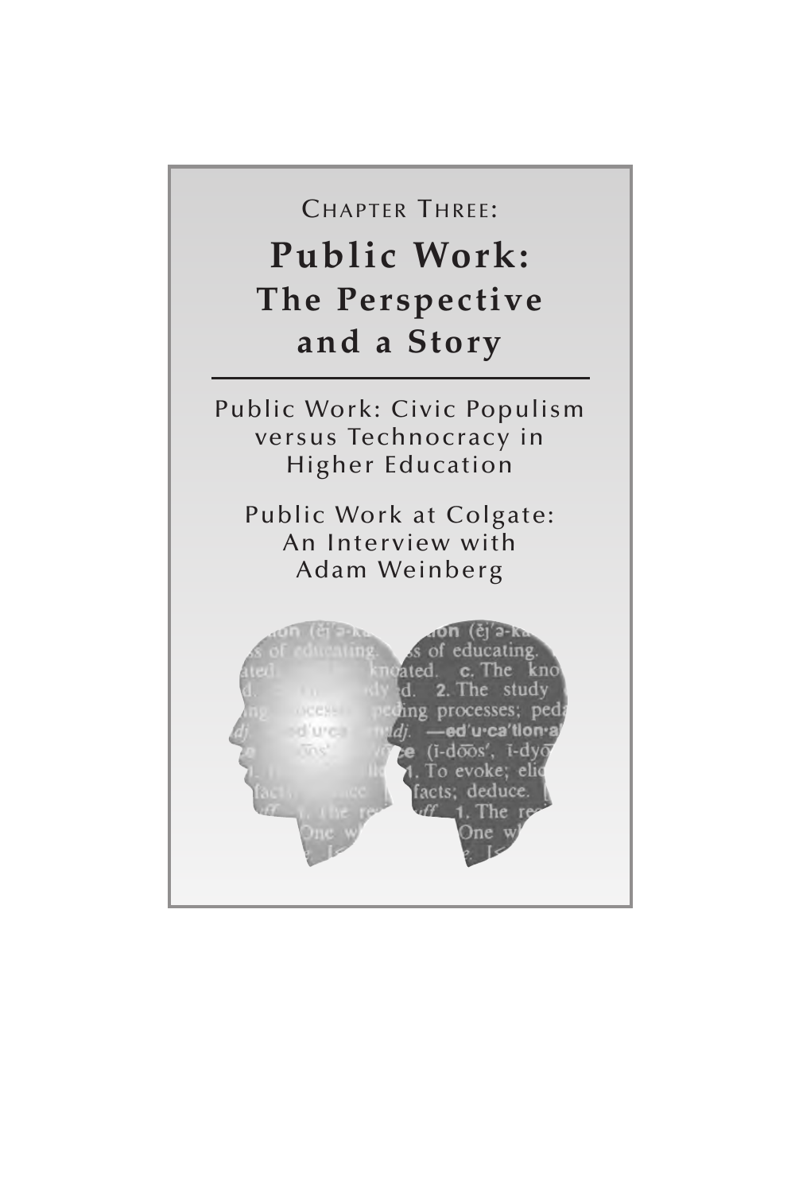Chapter Three:

# Public Work: The Perspective and a Story

Public Work: Civic Populism versus Technocracy in Higher Education

Public Work at Colgate: An Interview with Adam Weinberg